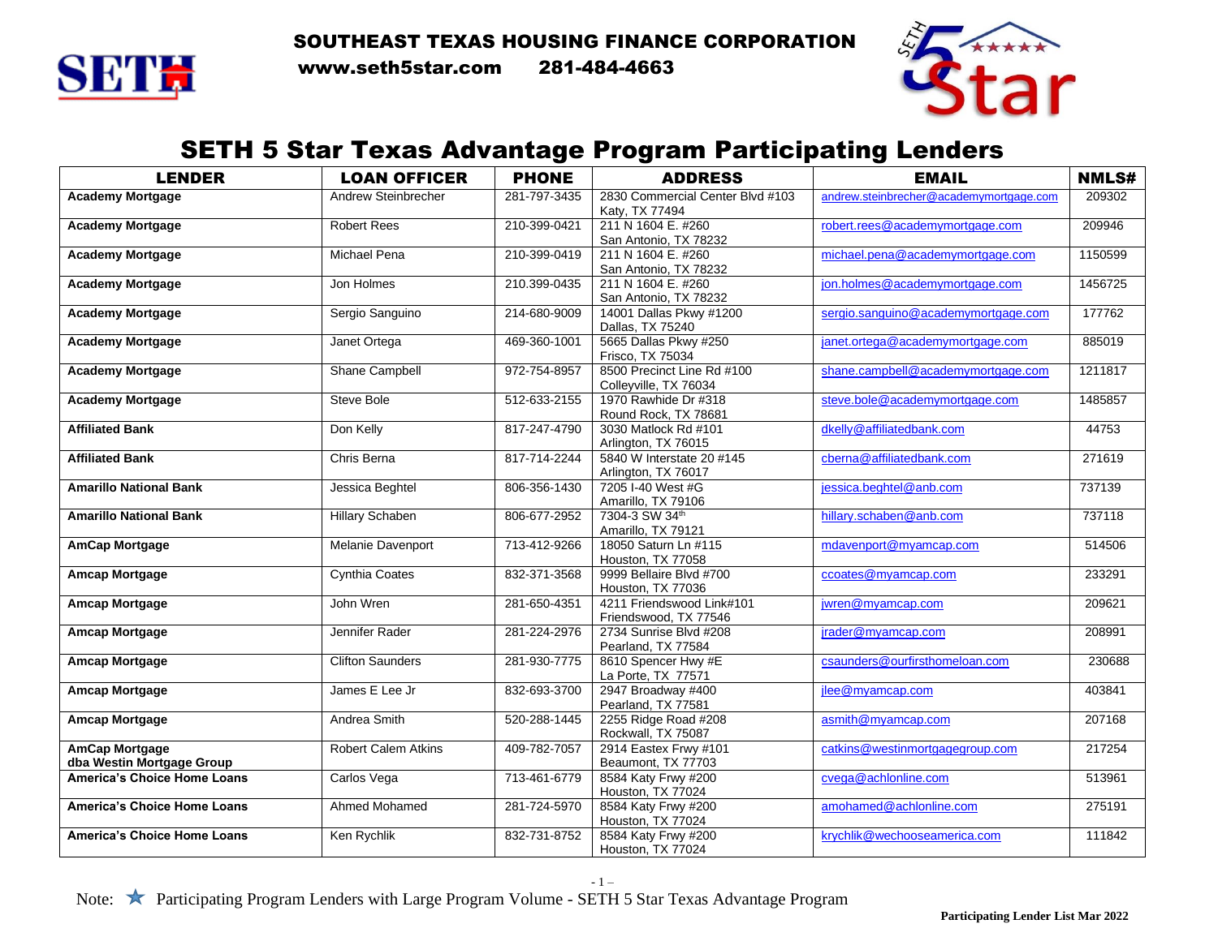# SOUTHEAST TEXAS HOUSING FINANCE CORPORATION

**www.seth5star.com 281-484-4663**

## SETH 5 Star Texas Advantage Program Participating Lenders

| LENDER | LOAN OFFICER | PHONE | ADDRESS | EMAIL | NMLS# |
|---|---|---|---|---|---|
| **Academy Mortgage** | Andrew Steinbrecher | 281-797-3435 | 2830 Commercial Center Blvd #103 Katy, TX 77494 | andrew.steinbrecher@academymortgage.com | 209302 |
| **Academy Mortgage** | Robert Rees | 210-399-0421 | 211 N 1604 E. #260 San Antonio, TX 78232 | robert.rees@academymortgage.com | 209946 |
| **Academy Mortgage** | Michael Pena | 210-399-0419 | 211 N 1604 E. #260 San Antonio, TX 78232 | michael.pena@academymortgage.com | 1150599 |
| **Academy Mortgage** | Jon Holmes | 210.399-0435 | 211 N 1604 E. #260 San Antonio, TX 78232 | jon.holmes@academymortgage.com | 1456725 |
| **Academy Mortgage** | Sergio Sanguino | 214-680-9009 | 14001 Dallas Pkwy #1200 Dallas, TX 75240 | sergio.sanguino@academymortgage.com | 177762 |
| **Academy Mortgage** | Janet Ortega | 469-360-1001 | 5665 Dallas Pkwy #250 Frisco, TX 75034 | janet.ortega@academymortgage.com | 885019 |
| **Academy Mortgage** | Shane Campbell | 972-754-8957 | 8500 Precinct Line Rd #100 Colleyville, TX 76034 | shane.campbell@academymortgage.com | 1211817 |
| **Academy Mortgage** | Steve Bole | 512-633-2155 | 1970 Rawhide Dr #318 Round Rock, TX 78681 | steve.bole@academymortgage.com | 1485857 |
| **Affiliated Bank** | Don Kelly | 817-247-4790 | 3030 Matlock Rd #101 Arlington, TX 76015 | dkelly@affiliatedbank.com | 44753 |
| **Affiliated Bank** | Chris Berna | 817-714-2244 | 5840 W Interstate 20 #145 Arlington, TX 76017 | cberna@affiliatedbank.com | 271619 |
| **Amarillo National Bank** | Jessica Beghtel | 806-356-1430 | 7205 I-40 West #G Amarillo, TX 79106 | jessica.beghtel@anb.com | 737139 |
| **Amarillo National Bank** | Hillary Schaben | 806-677-2952 | 7304-3 SW 34th Amarillo, TX 79121 | hillary.schaben@anb.com | 737118 |
| **AmCap Mortgage** | Melanie Davenport | 713-412-9266 | 18050 Saturn Ln #115 Houston, TX 77058 | mdavenport@myamcap.com | 514506 |
| **Amcap Mortgage** | Cynthia Coates | 832-371-3568 | 9999 Bellaire Blvd #700 Houston, TX 77036 | ccoates@myamcap.com | 233291 |
| **Amcap Mortgage** | John Wren | 281-650-4351 | 4211 Friendswood Link#101 Friendswood, TX 77546 | jwren@myamcap.com | 209621 |
| **Amcap Mortgage** | Jennifer Rader | 281-224-2976 | 2734 Sunrise Blvd #208 Pearland, TX 77584 | jrader@myamcap.com | 208991 |
| **Amcap Mortgage** | Clifton Saunders | 281-930-7775 | 8610 Spencer Hwy #E La Porte, TX 77571 | csaunders@ourfirsthomeloan.com | 230688 |
| **Amcap Mortgage** | James E Lee Jr | 832-693-3700 | 2947 Broadway #400 Pearland, TX 77581 | jlee@myamcap.com | 403841 |
| **Amcap Mortgage** | Andrea Smith | 520-288-1445 | 2255 Ridge Road #208 Rockwall, TX 75087 | asmith@myamcap.com | 207168 |
| **AmCap Mortgage dba Westin Mortgage Group** | Robert Calem Atkins | 409-782-7057 | 2914 Eastex Frwy #101 Beaumont, TX 77703 | catkins@westinmortgagegroup.com | 217254 |
| **America's Choice Home Loans** | Carlos Vega | 713-461-6779 | 8584 Katy Frwy #200 Houston, TX 77024 | cvega@achlonline.com | 513961 |
| **America's Choice Home Loans** | Ahmed Mohamed | 281-724-5970 | 8584 Katy Frwy #200 Houston, TX 77024 | amohamed@achlonline.com | 275191 |
| **America's Choice Home Loans** | Ken Rychlik | 832-731-8752 | 8584 Katy Frwy #200 Houston, TX 77024 | krychlik@wechooseamerica.com | 111842 |

Note: ★ Participating Program Lenders with Large Program Volume - SETH 5 Star Texas Advantage Program

Participating Lender List Mar 2022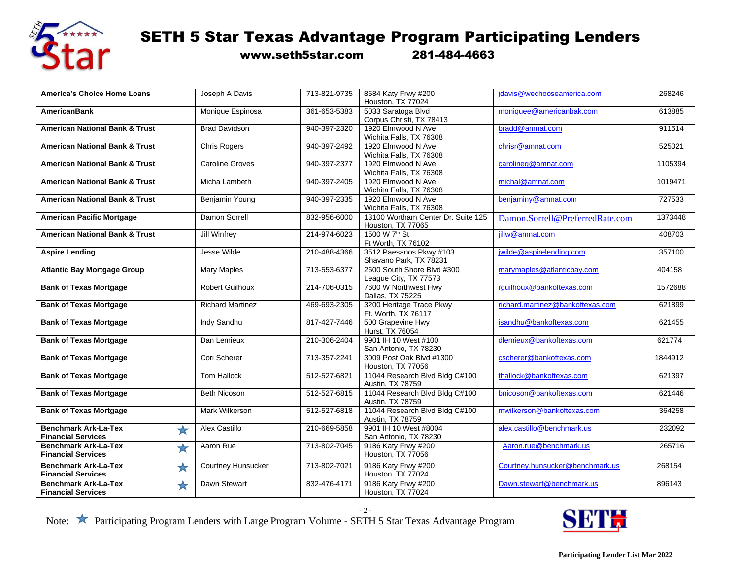# SETH 5 Star Texas Advantage Program Participating Lenders

**www.seth5star.com 281-484-4663**

| Lender | Contact | Phone | Address | Email | NMLS |
|---|---|---|---|---|---|
| **America's Choice Home Loans** | Joseph A Davis | 713-821-9735 | 8584 Katy Frwy #200<br>Houston, TX 77024 | jdavis@wechooseamerica.com | 268246 |
| **AmericanBank** | Monique Espinosa | 361-653-5383 | 5033 Saratoga Blvd<br>Corpus Christi, TX 78413 | moniquee@americanbak.com | 613885 |
| **American National Bank & Trust** | Brad Davidson | 940-397-2320 | 1920 Elmwood N Ave<br>Wichita Falls, TX 76308 | bradd@amnat.com | 911514 |
| **American National Bank & Trust** | Chris Rogers | 940-397-2492 | 1920 Elmwood N Ave<br>Wichita Falls, TX 76308 | chrisr@amnat.com | 525021 |
| **American National Bank & Trust** | Caroline Groves | 940-397-2377 | 1920 Elmwood N Ave<br>Wichita Falls, TX 76308 | carolineg@amnat.com | 1105394 |
| **American National Bank & Trust** | Micha Lambeth | 940-397-2405 | 1920 Elmwood N Ave<br>Wichita Falls, TX 76308 | michal@amnat.com | 1019471 |
| **American National Bank & Trust** | Benjamin Young | 940-397-2335 | 1920 Elmwood N Ave<br>Wichita Falls, TX 76308 | benjaminy@amnat.com | 727533 |
| **American Pacific Mortgage** | Damon Sorrell | 832-956-6000 | 13100 Wortham Center Dr. Suite 125<br>Houston, TX 77065 | Damon.Sorrell@PreferredRate.com | 1373448 |
| **American National Bank & Trust** | Jill Winfrey | 214-974-6023 | 1500 W 7th St<br>Ft Worth, TX 76102 | jillw@amnat.com | 408703 |
| **Aspire Lending** | Jesse Wilde | 210-488-4366 | 3512 Paesanos Pkwy #103<br>Shavano Park, TX 78231 | jwilde@aspirelending.com | 357100 |
| **Atlantic Bay Mortgage Group** | Mary Maples | 713-553-6377 | 2600 South Shore Blvd #300<br>League City, TX 77573 | marymaples@atlanticbay.com | 404158 |
| **Bank of Texas Mortgage** | Robert Guilhoux | 214-706-0315 | 7600 W Northwest Hwy<br>Dallas, TX 75225 | rguilhoux@bankoftexas.com | 1572688 |
| **Bank of Texas Mortgage** | Richard Martinez | 469-693-2305 | 3200 Heritage Trace Pkwy<br>Ft. Worth, TX 76117 | richard.martinez@bankoftexas.com | 621899 |
| **Bank of Texas Mortgage** | Indy Sandhu | 817-427-7446 | 500 Grapevine Hwy<br>Hurst, TX 76054 | isandhu@bankoftexas.com | 621455 |
| **Bank of Texas Mortgage** | Dan Lemieux | 210-306-2404 | 9901 IH 10 West #100<br>San Antonio, TX 78230 | dlemieux@bankoftexas.com | 621774 |
| **Bank of Texas Mortgage** | Cori Scherer | 713-357-2241 | 3009 Post Oak Blvd #1300<br>Houston, TX 77056 | cscherer@bankoftexas.com | 1844912 |
| **Bank of Texas Mortgage** | Tom Hallock | 512-527-6821 | 11044 Research Blvd Bldg C#100<br>Austin, TX 78759 | thallock@bankoftexas.com | 621397 |
| **Bank of Texas Mortgage** | Beth Nicoson | 512-527-6815 | 11044 Research Blvd Bldg C#100<br>Austin, TX 78759 | bnicoson@bankoftexas.com | 621446 |
| **Bank of Texas Mortgage** | Mark Wilkerson | 512-527-6818 | 11044 Research Blvd Bldg C#100<br>Austin, TX 78759 | mwilkerson@bankoftexas.com | 364258 |
| **Benchmark Ark-La-Tex Financial Services** ★ | Alex Castillo | 210-669-5858 | 9901 IH 10 West #8004<br>San Antonio, TX 78230 | alex.castillo@benchmark.us | 232092 |
| **Benchmark Ark-La-Tex Financial Services** ★ | Aaron Rue | 713-802-7045 | 9186 Katy Frwy #200<br>Houston, TX 77056 | Aaron.rue@benchmark.us | 265716 |
| **Benchmark Ark-La-Tex Financial Services** ★ | Courtney Hunsucker | 713-802-7021 | 9186 Katy Frwy #200<br>Houston, TX 77024 | Courtney.hunsucker@benchmark.us | 268154 |
| **Benchmark Ark-La-Tex Financial Services** ★ | Dawn Stewart | 832-476-4171 | 9186 Katy Frwy #200<br>Houston, TX 77024 | Dawn.stewart@benchmark.us | 896143 |

Note: ★ Participating Program Lenders with Large Program Volume - SETH 5 Star Texas Advantage Program

Participating Lender List Mar 2022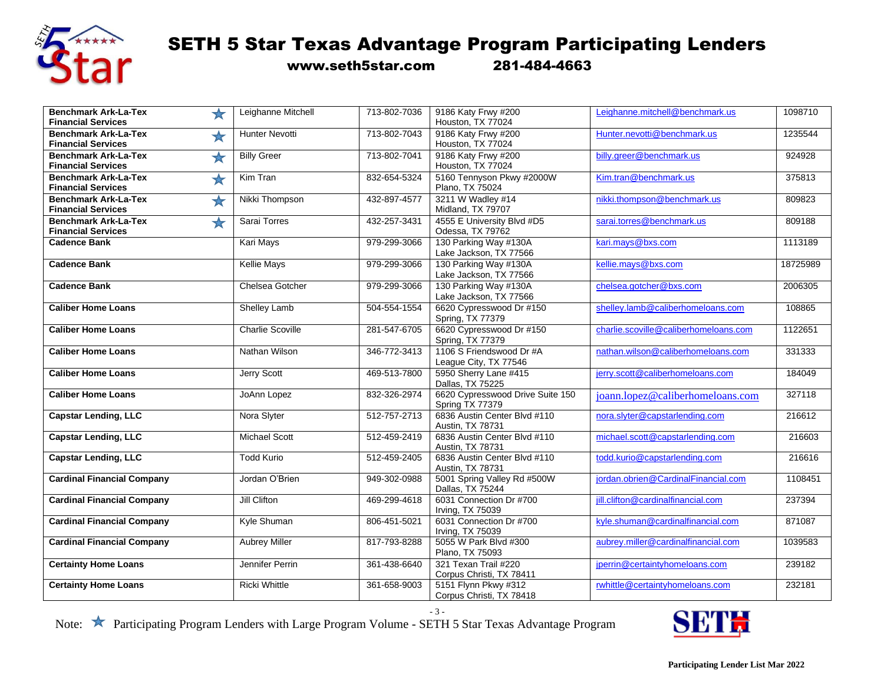# SETH 5 Star Texas Advantage Program Participating Lenders

**www.seth5star.com 281-484-4663**

| Lender | Contact | Phone | Address | Email | NMLS |
|---|---|---|---|---|---|
| **Benchmark Ark-La-Tex Financial Services** ★ | Leighanne Mitchell | 713-802-7036 | 9186 Katy Frwy #200 Houston, TX 77024 | Leighanne.mitchell@benchmark.us | 1098710 |
| **Benchmark Ark-La-Tex Financial Services** ★ | Hunter Nevotti | 713-802-7043 | 9186 Katy Frwy #200 Houston, TX 77024 | Hunter.nevotti@benchmark.us | 1235544 |
| **Benchmark Ark-La-Tex Financial Services** ★ | Billy Greer | 713-802-7041 | 9186 Katy Frwy #200 Houston, TX 77024 | billy.greer@benchmark.us | 924928 |
| **Benchmark Ark-La-Tex Financial Services** ★ | Kim Tran | 832-654-5324 | 5160 Tennyson Pkwy #2000W Plano, TX 75024 | Kim.tran@benchmark.us | 375813 |
| **Benchmark Ark-La-Tex Financial Services** ★ | Nikki Thompson | 432-897-4577 | 3211 W Wadley #14 Midland, TX 79707 | nikki.thompson@benchmark.us | 809823 |
| **Benchmark Ark-La-Tex Financial Services** ★ | Sarai Torres | 432-257-3431 | 4555 E University Blvd #D5 Odessa, TX 79762 | sarai.torres@benchmark.us | 809188 |
| **Cadence Bank** | Kari Mays | 979-299-3066 | 130 Parking Way #130A Lake Jackson, TX 77566 | kari.mays@bxs.com | 1113189 |
| **Cadence Bank** | Kellie Mays | 979-299-3066 | 130 Parking Way #130A Lake Jackson, TX 77566 | kellie.mays@bxs.com | 18725989 |
| **Cadence Bank** | Chelsea Gotcher | 979-299-3066 | 130 Parking Way #130A Lake Jackson, TX 77566 | chelsea.gotcher@bxs.com | 2006305 |
| **Caliber Home Loans** | Shelley Lamb | 504-554-1554 | 6620 Cypresswood Dr #150 Spring, TX 77379 | shelley.lamb@caliberhomeloans.com | 108865 |
| **Caliber Home Loans** | Charlie Scoville | 281-547-6705 | 6620 Cypresswood Dr #150 Spring, TX 77379 | charlie.scoville@caliberhomeloans.com | 1122651 |
| **Caliber Home Loans** | Nathan Wilson | 346-772-3413 | 1106 S Friendswood Dr #A League City, TX 77546 | nathan.wilson@caliberhomeloans.com | 331333 |
| **Caliber Home Loans** | Jerry Scott | 469-513-7800 | 5950 Sherry Lane #415 Dallas, TX 75225 | jerry.scott@caliberhomeloans.com | 184049 |
| **Caliber Home Loans** | JoAnn Lopez | 832-326-2974 | 6620 Cypresswood Drive Suite 150 Spring TX 77379 | joann.lopez@caliberhomeloans.com | 327118 |
| **Capstar Lending, LLC** | Nora Slyter | 512-757-2713 | 6836 Austin Center Blvd #110 Austin, TX 78731 | nora.slyter@capstarlending.com | 216612 |
| **Capstar Lending, LLC** | Michael Scott | 512-459-2419 | 6836 Austin Center Blvd #110 Austin, TX 78731 | michael.scott@capstarlending.com | 216603 |
| **Capstar Lending, LLC** | Todd Kurio | 512-459-2405 | 6836 Austin Center Blvd #110 Austin, TX 78731 | todd.kurio@capstarlending.com | 216616 |
| **Cardinal Financial Company** | Jordan O'Brien | 949-302-0988 | 5001 Spring Valley Rd #500W Dallas, TX 75244 | jordan.obrien@CardinalFinancial.com | 1108451 |
| **Cardinal Financial Company** | Jill Clifton | 469-299-4618 | 6031 Connection Dr #700 Irving, TX 75039 | jill.clifton@cardinalfinancial.com | 237394 |
| **Cardinal Financial Company** | Kyle Shuman | 806-451-5021 | 6031 Connection Dr #700 Irving, TX 75039 | kyle.shuman@cardinalfinancial.com | 871087 |
| **Cardinal Financial Company** | Aubrey Miller | 817-793-8288 | 5055 W Park Blvd #300 Plano, TX 75093 | aubrey.miller@cardinalfinancial.com | 1039583 |
| **Certainty Home Loans** | Jennifer Perrin | 361-438-6640 | 321 Texan Trail #220 Corpus Christi, TX 78411 | jperrin@certaintyhomeloans.com | 239182 |
| **Certainty Home Loans** | Ricki Whittle | 361-658-9003 | 5151 Flynn Pkwy #312 Corpus Christi, TX 78418 | rwhittle@certaintyhomeloans.com | 232181 |

Note: ★ Participating Program Lenders with Large Program Volume - SETH 5 Star Texas Advantage Program

Participating Lender List Mar 2022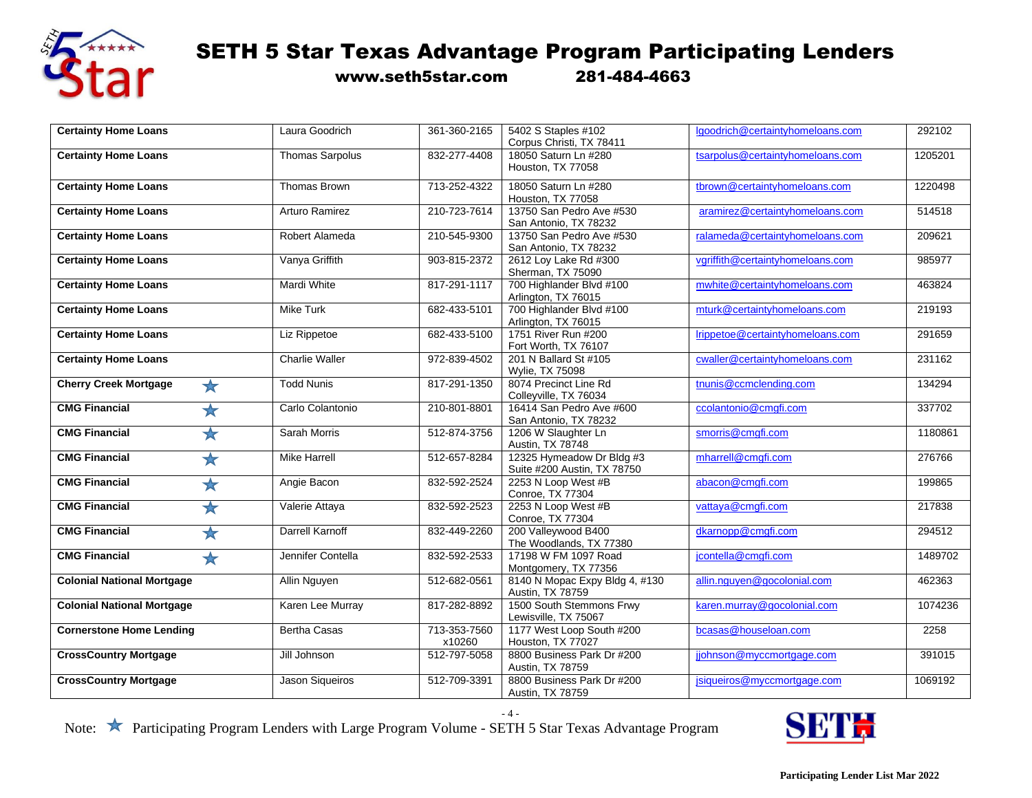# SETH 5 Star Texas Advantage Program Participating Lenders

**www.seth5star.com 281-484-4663**

| | | | | | |
|---|---|---|---|---|---|
| **Certainty Home Loans** | Laura Goodrich | 361-360-2165 | 5402 S Staples #102<br>Corpus Christi, TX 78411 | lgoodrich@certaintyhomeloans.com | 292102 |
| **Certainty Home Loans** | Thomas Sarpolus | 832-277-4408 | 18050 Saturn Ln #280<br>Houston, TX 77058 | tsarpolus@certaintyhomeloans.com | 1205201 |
| **Certainty Home Loans** | Thomas Brown | 713-252-4322 | 18050 Saturn Ln #280<br>Houston, TX 77058 | tbrown@certaintyhomeloans.com | 1220498 |
| **Certainty Home Loans** | Arturo Ramirez | 210-723-7614 | 13750 San Pedro Ave #530<br>San Antonio, TX 78232 | aramirez@certaintyhomeloans.com | 514518 |
| **Certainty Home Loans** | Robert Alameda | 210-545-9300 | 13750 San Pedro Ave #530<br>San Antonio, TX 78232 | ralameda@certaintyhomeloans.com | 209621 |
| **Certainty Home Loans** | Vanya Griffith | 903-815-2372 | 2612 Loy Lake Rd #300<br>Sherman, TX 75090 | vgriffith@certaintyhomeloans.com | 985977 |
| **Certainty Home Loans** | Mardi White | 817-291-1117 | 700 Highlander Blvd #100<br>Arlington, TX 76015 | mwhite@certaintyhomeloans.com | 463824 |
| **Certainty Home Loans** | Mike Turk | 682-433-5101 | 700 Highlander Blvd #100<br>Arlington, TX 76015 | mturk@certaintyhomeloans.com | 219193 |
| **Certainty Home Loans** | Liz Rippetoe | 682-433-5100 | 1751 River Run #200<br>Fort Worth, TX 76107 | lrippetoe@certaintyhomeloans.com | 291659 |
| **Certainty Home Loans** | Charlie Waller | 972-839-4502 | 201 N Ballard St #105<br>Wylie, TX 75098 | cwaller@certaintyhomeloans.com | 231162 |
| **Cherry Creek Mortgage** ★ | Todd Nunis | 817-291-1350 | 8074 Precinct Line Rd<br>Colleyville, TX 76034 | tnunis@ccmclending.com | 134294 |
| **CMG Financial** ★ | Carlo Colantonio | 210-801-8801 | 16414 San Pedro Ave #600<br>San Antonio, TX 78232 | ccolantonio@cmgfi.com | 337702 |
| **CMG Financial** ★ | Sarah Morris | 512-874-3756 | 1206 W Slaughter Ln<br>Austin, TX 78748 | smorris@cmgfi.com | 1180861 |
| **CMG Financial** ★ | Mike Harrell | 512-657-8284 | 12325 Hymeadow Dr Bldg #3<br>Suite #200 Austin, TX 78750 | mharrell@cmgfi.com | 276766 |
| **CMG Financial** ★ | Angie Bacon | 832-592-2524 | 2253 N Loop West #B<br>Conroe, TX 77304 | abacon@cmgfi.com | 199865 |
| **CMG Financial** ★ | Valerie Attaya | 832-592-2523 | 2253 N Loop West #B<br>Conroe, TX 77304 | vattaya@cmgfi.com | 217838 |
| **CMG Financial** ★ | Darrell Karnoff | 832-449-2260 | 200 Valleywood B400<br>The Woodlands, TX 77380 | dkarnopp@cmgfi.com | 294512 |
| **CMG Financial** ★ | Jennifer Contella | 832-592-2533 | 17198 W FM 1097 Road<br>Montgomery, TX 77356 | jcontella@cmgfi.com | 1489702 |
| **Colonial National Mortgage** | Allin Nguyen | 512-682-0561 | 8140 N Mopac Expy Bldg 4, #130<br>Austin, TX 78759 | allin.nguyen@gocolonial.com | 462363 |
| **Colonial National Mortgage** | Karen Lee Murray | 817-282-8892 | 1500 South Stemmons Frwy<br>Lewisville, TX 75067 | karen.murray@gocolonial.com | 1074236 |
| **Cornerstone Home Lending** | Bertha Casas | 713-353-7560<br>x10260 | 1177 West Loop South #200<br>Houston, TX 77027 | bcasas@houseloan.com | 2258 |
| **CrossCountry Mortgage** | Jill Johnson | 512-797-5058 | 8800 Business Park Dr #200<br>Austin, TX 78759 | jjohnson@myccmortgage.com | 391015 |
| **CrossCountry Mortgage** | Jason Siqueiros | 512-709-3391 | 8800 Business Park Dr #200<br>Austin, TX 78759 | jsiqueiros@myccmortgage.com | 1069192 |

Note: ★ Participating Program Lenders with Large Program Volume - SETH 5 Star Texas Advantage Program

Participating Lender List Mar 2022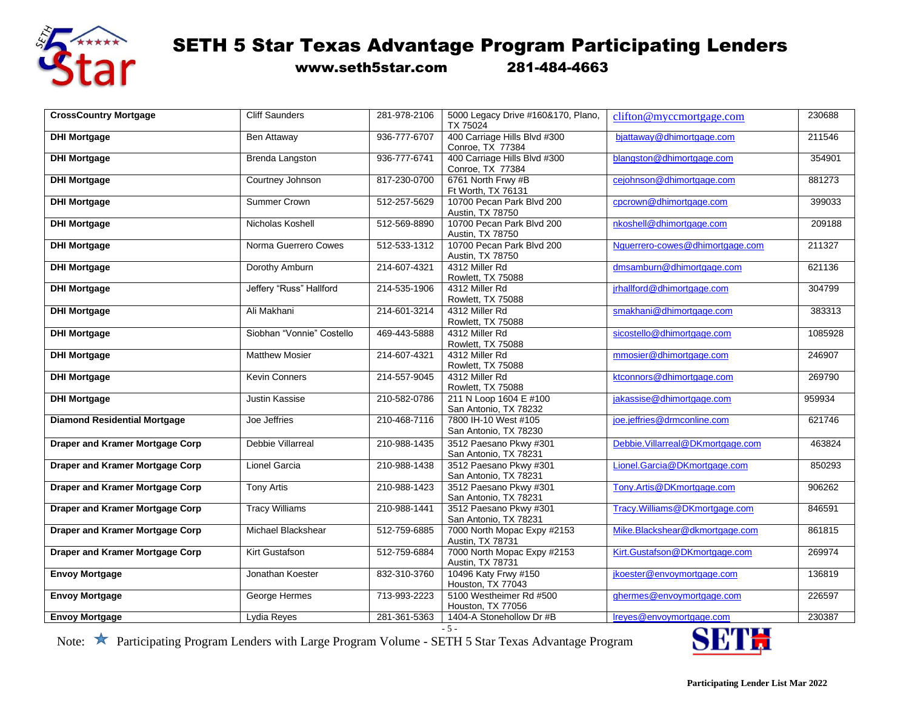# SETH 5 Star Texas Advantage Program Participating Lenders

**www.seth5star.com    281-484-4663**

| | | | | | |
|---|---|---|---|---|---|
| **CrossCountry Mortgage** | Cliff Saunders | 281-978-2106 | 5000 Legacy Drive #160&170, Plano, TX 75024 | clifton@myccmortgage.com | 230688 |
| **DHI Mortgage** | Ben Attaway | 936-777-6707 | 400 Carriage Hills Blvd #300 Conroe, TX 77384 | bjattaway@dhimortgage.com | 211546 |
| **DHI Mortgage** | Brenda Langston | 936-777-6741 | 400 Carriage Hills Blvd #300 Conroe, TX 77384 | blangston@dhimortgage.com | 354901 |
| **DHI Mortgage** | Courtney Johnson | 817-230-0700 | 6761 North Frwy #B Ft Worth, TX 76131 | cejohnson@dhimortgage.com | 881273 |
| **DHI Mortgage** | Summer Crown | 512-257-5629 | 10700 Pecan Park Blvd 200 Austin, TX 78750 | cpcrown@dhimortgage.com | 399033 |
| **DHI Mortgage** | Nicholas Koshell | 512-569-8890 | 10700 Pecan Park Blvd 200 Austin, TX 78750 | nkoshell@dhimortgage.com | 209188 |
| **DHI Mortgage** | Norma Guerrero Cowes | 512-533-1312 | 10700 Pecan Park Blvd 200 Austin, TX 78750 | Nguerrero-cowes@dhimortgage.com | 211327 |
| **DHI Mortgage** | Dorothy Amburn | 214-607-4321 | 4312 Miller Rd Rowlett, TX 75088 | dmsamburn@dhimortgage.com | 621136 |
| **DHI Mortgage** | Jeffery “Russ” Hallford | 214-535-1906 | 4312 Miller Rd Rowlett, TX 75088 | jrhallford@dhimortgage.com | 304799 |
| **DHI Mortgage** | Ali Makhani | 214-601-3214 | 4312 Miller Rd Rowlett, TX 75088 | smakhani@dhimortgage.com | 383313 |
| **DHI Mortgage** | Siobhan “Vonnie” Costello | 469-443-5888 | 4312 Miller Rd Rowlett, TX 75088 | sicostello@dhimortgage.com | 1085928 |
| **DHI Mortgage** | Matthew Mosier | 214-607-4321 | 4312 Miller Rd Rowlett, TX 75088 | mmosier@dhimortgage.com | 246907 |
| **DHI Mortgage** | Kevin Conners | 214-557-9045 | 4312 Miller Rd Rowlett, TX 75088 | ktconnors@dhimortgage.com | 269790 |
| **DHI Mortgage** | Justin Kassise | 210-582-0786 | 211 N Loop 1604 E #100 San Antonio, TX 78232 | jakassise@dhimortgage.com | 959934 |
| **Diamond Residential Mortgage** | Joe Jeffries | 210-468-7116 | 7800 IH-10 West #105 San Antonio, TX 78230 | joe.jeffries@drmconline.com | 621746 |
| **Draper and Kramer Mortgage Corp** | Debbie Villarreal | 210-988-1435 | 3512 Paesano Pkwy #301 San Antonio, TX 78231 | Debbie.Villarreal@DKmortgage.com | 463824 |
| **Draper and Kramer Mortgage Corp** | Lionel Garcia | 210-988-1438 | 3512 Paesano Pkwy #301 San Antonio, TX 78231 | Lionel.Garcia@DKmortgage.com | 850293 |
| **Draper and Kramer Mortgage Corp** | Tony Artis | 210-988-1423 | 3512 Paesano Pkwy #301 San Antonio, TX 78231 | Tony.Artis@DKmortgage.com | 906262 |
| **Draper and Kramer Mortgage Corp** | Tracy Williams | 210-988-1441 | 3512 Paesano Pkwy #301 San Antonio, TX 78231 | Tracy.Williams@DKmortgage.com | 846591 |
| **Draper and Kramer Mortgage Corp** | Michael Blackshear | 512-759-6885 | 7000 North Mopac Expy #2153 Austin, TX 78731 | Mike.Blackshear@dkmortgage.com | 861815 |
| **Draper and Kramer Mortgage Corp** | Kirt Gustafson | 512-759-6884 | 7000 North Mopac Expy #2153 Austin, TX 78731 | Kirt.Gustafson@DKmortgage.com | 269974 |
| **Envoy Mortgage** | Jonathan Koester | 832-310-3760 | 10496 Katy Frwy #150 Houston, TX 77043 | jkoester@envoymortgage.com | 136819 |
| **Envoy Mortgage** | George Hermes | 713-993-2223 | 5100 Westheimer Rd #500 Houston, TX 77056 | ghermes@envoymortgage.com | 226597 |
| **Envoy Mortgage** | Lydia Reyes | 281-361-5363 | 1404-A Stonehollow Dr #B | lreyes@envoymortgage.com | 230387 |

Note: ★ Participating Program Lenders with Large Program Volume - SETH 5 Star Texas Advantage Program

Participating Lender List Mar 2022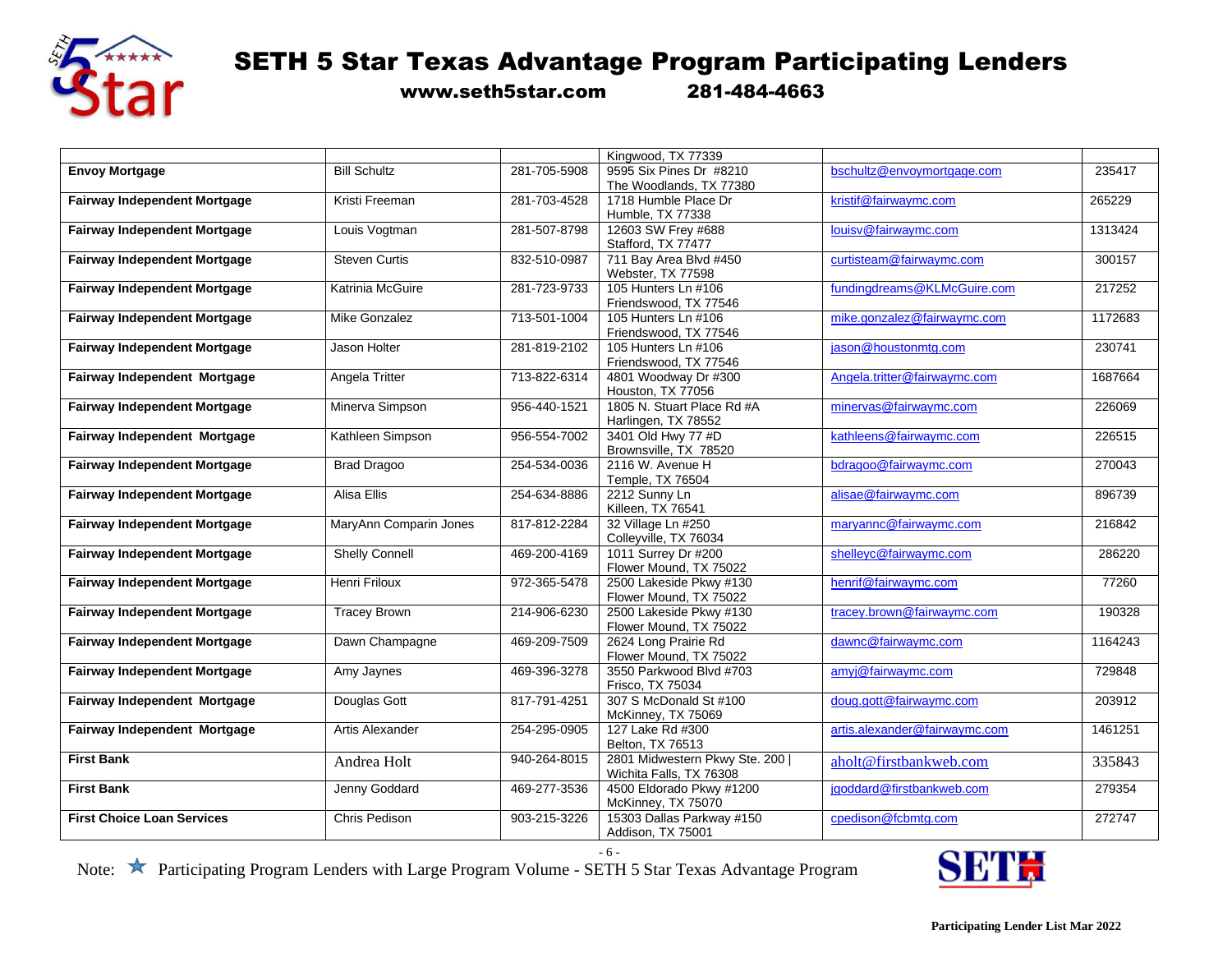# SETH 5 Star Texas Advantage Program Participating Lenders

**www.seth5star.com 281-484-4663**

| | | | | | |
|---|---|---|---|---|---|
| | | | Kingwood, TX 77339 | | |
| **Envoy Mortgage** | Bill Schultz | 281-705-5908 | 9595 Six Pines Dr #8210 The Woodlands, TX 77380 | bschultz@envoymortgage.com | 235417 |
| **Fairway Independent Mortgage** | Kristi Freeman | 281-703-4528 | 1718 Humble Place Dr Humble, TX 77338 | kristif@fairwaymc.com | 265229 |
| **Fairway Independent Mortgage** | Louis Vogtman | 281-507-8798 | 12603 SW Frey #688 Stafford, TX 77477 | louisv@fairwaymc.com | 1313424 |
| **Fairway Independent Mortgage** | Steven Curtis | 832-510-0987 | 711 Bay Area Blvd #450 Webster, TX 77598 | curtisteam@fairwaymc.com | 300157 |
| **Fairway Independent Mortgage** | Katrinia McGuire | 281-723-9733 | 105 Hunters Ln #106 Friendswood, TX 77546 | fundingdreams@KLMcGuire.com | 217252 |
| **Fairway Independent Mortgage** | Mike Gonzalez | 713-501-1004 | 105 Hunters Ln #106 Friendswood, TX 77546 | mike.gonzalez@fairwaymc.com | 1172683 |
| **Fairway Independent Mortgage** | Jason Holter | 281-819-2102 | 105 Hunters Ln #106 Friendswood, TX 77546 | jason@houstonmtg.com | 230741 |
| **Fairway Independent Mortgage** | Angela Tritter | 713-822-6314 | 4801 Woodway Dr #300 Houston, TX 77056 | Angela.tritter@fairwaymc.com | 1687664 |
| **Fairway Independent Mortgage** | Minerva Simpson | 956-440-1521 | 1805 N. Stuart Place Rd #A Harlingen, TX 78552 | minervas@fairwaymc.com | 226069 |
| **Fairway Independent Mortgage** | Kathleen Simpson | 956-554-7002 | 3401 Old Hwy 77 #D Brownsville, TX 78520 | kathleens@fairwaymc.com | 226515 |
| **Fairway Independent Mortgage** | Brad Dragoo | 254-534-0036 | 2116 W. Avenue H Temple, TX 76504 | bdragoo@fairwaymc.com | 270043 |
| **Fairway Independent Mortgage** | Alisa Ellis | 254-634-8886 | 2212 Sunny Ln Killeen, TX 76541 | alisae@fairwaymc.com | 896739 |
| **Fairway Independent Mortgage** | MaryAnn Comparin Jones | 817-812-2284 | 32 Village Ln #250 Colleyville, TX 76034 | maryannc@fairwaymc.com | 216842 |
| **Fairway Independent Mortgage** | Shelly Connell | 469-200-4169 | 1011 Surrey Dr #200 Flower Mound, TX 75022 | shelleyc@fairwaymc.com | 286220 |
| **Fairway Independent Mortgage** | Henri Friloux | 972-365-5478 | 2500 Lakeside Pkwy #130 Flower Mound, TX 75022 | henrif@fairwaymc.com | 77260 |
| **Fairway Independent Mortgage** | Tracey Brown | 214-906-6230 | 2500 Lakeside Pkwy #130 Flower Mound, TX 75022 | tracey.brown@fairwaymc.com | 190328 |
| **Fairway Independent Mortgage** | Dawn Champagne | 469-209-7509 | 2624 Long Prairie Rd Flower Mound, TX 75022 | dawnc@fairwaymc.com | 1164243 |
| **Fairway Independent Mortgage** | Amy Jaynes | 469-396-3278 | 3550 Parkwood Blvd #703 Frisco, TX 75034 | amyj@fairwaymc.com | 729848 |
| **Fairway Independent Mortgage** | Douglas Gott | 817-791-4251 | 307 S McDonald St #100 McKinney, TX 75069 | doug.gott@fairwaymc.com | 203912 |
| **Fairway Independent Mortgage** | Artis Alexander | 254-295-0905 | 127 Lake Rd #300 Belton, TX 76513 | artis.alexander@fairwaymc.com | 1461251 |
| **First Bank** | Andrea Holt | 940-264-8015 | 2801 Midwestern Pkwy Ste. 200 \| Wichita Falls, TX 76308 | aholt@firstbankweb.com | 335843 |
| **First Bank** | Jenny Goddard | 469-277-3536 | 4500 Eldorado Pkwy #1200 McKinney, TX 75070 | jgoddard@firstbankweb.com | 279354 |
| **First Choice Loan Services** | Chris Pedison | 903-215-3226 | 15303 Dallas Parkway #150 Addison, TX 75001 | cpedison@fcbmtg.com | 272747 |

Note: ★ Participating Program Lenders with Large Program Volume - SETH 5 Star Texas Advantage Program

**Participating Lender List Mar 2022**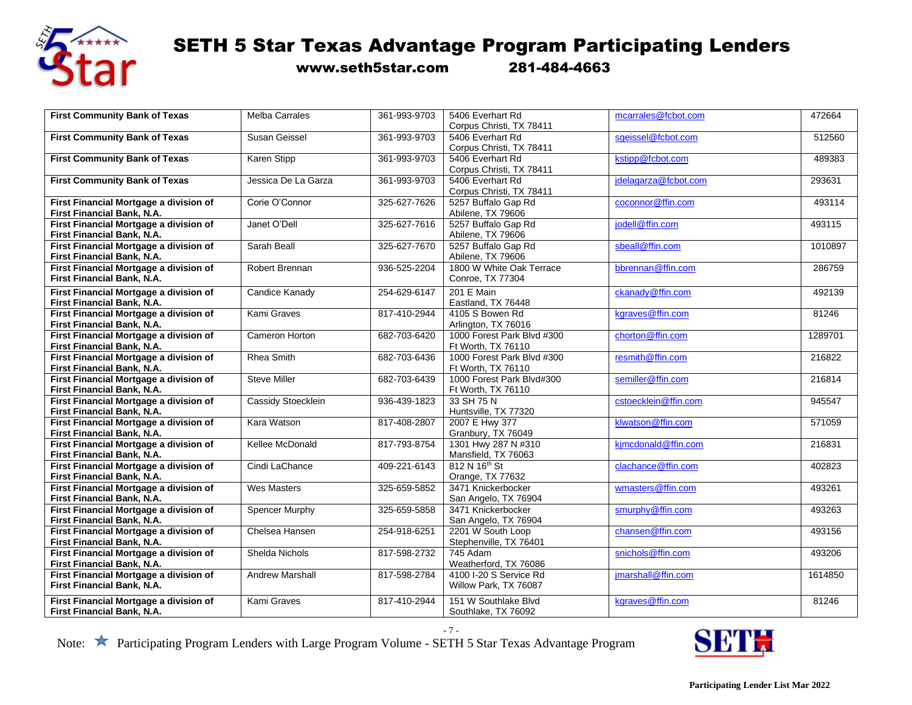# SETH 5 Star Texas Advantage Program Participating Lenders

**www.seth5star.com          281-484-4663**

| Lender | Contact | Phone | Address | Email | NMLS |
|---|---|---|---|---|---|
| **First Community Bank of Texas** | Melba Carrales | 361-993-9703 | 5406 Everhart Rd Corpus Christi, TX 78411 | mcarrales@fcbot.com | 472664 |
| **First Community Bank of Texas** | Susan Geissel | 361-993-9703 | 5406 Everhart Rd Corpus Christi, TX 78411 | sgeissel@fcbot.com | 512560 |
| **First Community Bank of Texas** | Karen Stipp | 361-993-9703 | 5406 Everhart Rd Corpus Christi, TX 78411 | kstipp@fcbot.com | 489383 |
| **First Community Bank of Texas** | Jessica De La Garza | 361-993-9703 | 5406 Everhart Rd Corpus Christi, TX 78411 | jdelagarza@fcbot.com | 293631 |
| **First Financial Mortgage a division of First Financial Bank, N.A.** | Corie O'Connor | 325-627-7626 | 5257 Buffalo Gap Rd Abilene, TX 79606 | coconnor@ffin.com | 493114 |
| **First Financial Mortgage a division of First Financial Bank, N.A.** | Janet O'Dell | 325-627-7616 | 5257 Buffalo Gap Rd Abilene, TX 79606 | jodell@ffin.com | 493115 |
| **First Financial Mortgage a division of First Financial Bank, N.A.** | Sarah Beall | 325-627-7670 | 5257 Buffalo Gap Rd Abilene, TX 79606 | sbeall@ffin.com | 1010897 |
| **First Financial Mortgage a division of First Financial Bank, N.A.** | Robert Brennan | 936-525-2204 | 1800 W White Oak Terrace Conroe, TX 77304 | bbrennan@ffin.com | 286759 |
| **First Financial Mortgage a division of First Financial Bank, N.A.** | Candice Kanady | 254-629-6147 | 201 E Main Eastland, TX 76448 | ckanady@ffin.com | 492139 |
| **First Financial Mortgage a division of First Financial Bank, N.A.** | Kami Graves | 817-410-2944 | 4105 S Bowen Rd Arlington, TX 76016 | kgraves@ffin.com | 81246 |
| **First Financial Mortgage a division of First Financial Bank, N.A.** | Cameron Horton | 682-703-6420 | 1000 Forest Park Blvd #300 Ft Worth, TX 76110 | chorton@ffin.com | 1289701 |
| **First Financial Mortgage a division of First Financial Bank, N.A.** | Rhea Smith | 682-703-6436 | 1000 Forest Park Blvd #300 Ft Worth, TX 76110 | resmith@ffin.com | 216822 |
| **First Financial Mortgage a division of First Financial Bank, N.A.** | Steve Miller | 682-703-6439 | 1000 Forest Park Blvd#300 Ft Worth, TX 76110 | semiller@ffin.com | 216814 |
| **First Financial Mortgage a division of First Financial Bank, N.A.** | Cassidy Stoecklein | 936-439-1823 | 33 SH 75 N Huntsville, TX 77320 | cstoecklein@ffin.com | 945547 |
| **First Financial Mortgage a division of First Financial Bank, N.A.** | Kara Watson | 817-408-2807 | 2007 E Hwy 377 Granbury, TX 76049 | klwatson@ffin.com | 571059 |
| **First Financial Mortgage a division of First Financial Bank, N.A.** | Kellee McDonald | 817-793-8754 | 1301 Hwy 287 N #310 Mansfield, TX 76063 | kjmcdonald@ffin.com | 216831 |
| **First Financial Mortgage a division of First Financial Bank, N.A.** | Cindi LaChance | 409-221-6143 | 812 N 16th St Orange, TX 77632 | clachance@ffin.com | 402823 |
| **First Financial Mortgage a division of First Financial Bank, N.A.** | Wes Masters | 325-659-5852 | 3471 Knickerbocker San Angelo, TX 76904 | wmasters@ffin.com | 493261 |
| **First Financial Mortgage a division of First Financial Bank, N.A.** | Spencer Murphy | 325-659-5858 | 3471 Knickerbocker San Angelo, TX 76904 | smurphy@ffin.com | 493263 |
| **First Financial Mortgage a division of First Financial Bank, N.A.** | Chelsea Hansen | 254-918-6251 | 2201 W South Loop Stephenville, TX 76401 | chansen@ffin.com | 493156 |
| **First Financial Mortgage a division of First Financial Bank, N.A.** | Shelda Nichols | 817-598-2732 | 745 Adam Weatherford, TX 76086 | snichols@ffin.com | 493206 |
| **First Financial Mortgage a division of First Financial Bank, N.A.** | Andrew Marshall | 817-598-2784 | 4100 I-20 S Service Rd Willow Park, TX 76087 | jmarshall@ffin.com | 1614850 |
| **First Financial Mortgage a division of First Financial Bank, N.A.** | Kami Graves | 817-410-2944 | 151 W Southlake Blvd Southlake, TX 76092 | kgraves@ffin.com | 81246 |

Note: ★ Participating Program Lenders with Large Program Volume - SETH 5 Star Texas Advantage Program

Participating Lender List Mar 2022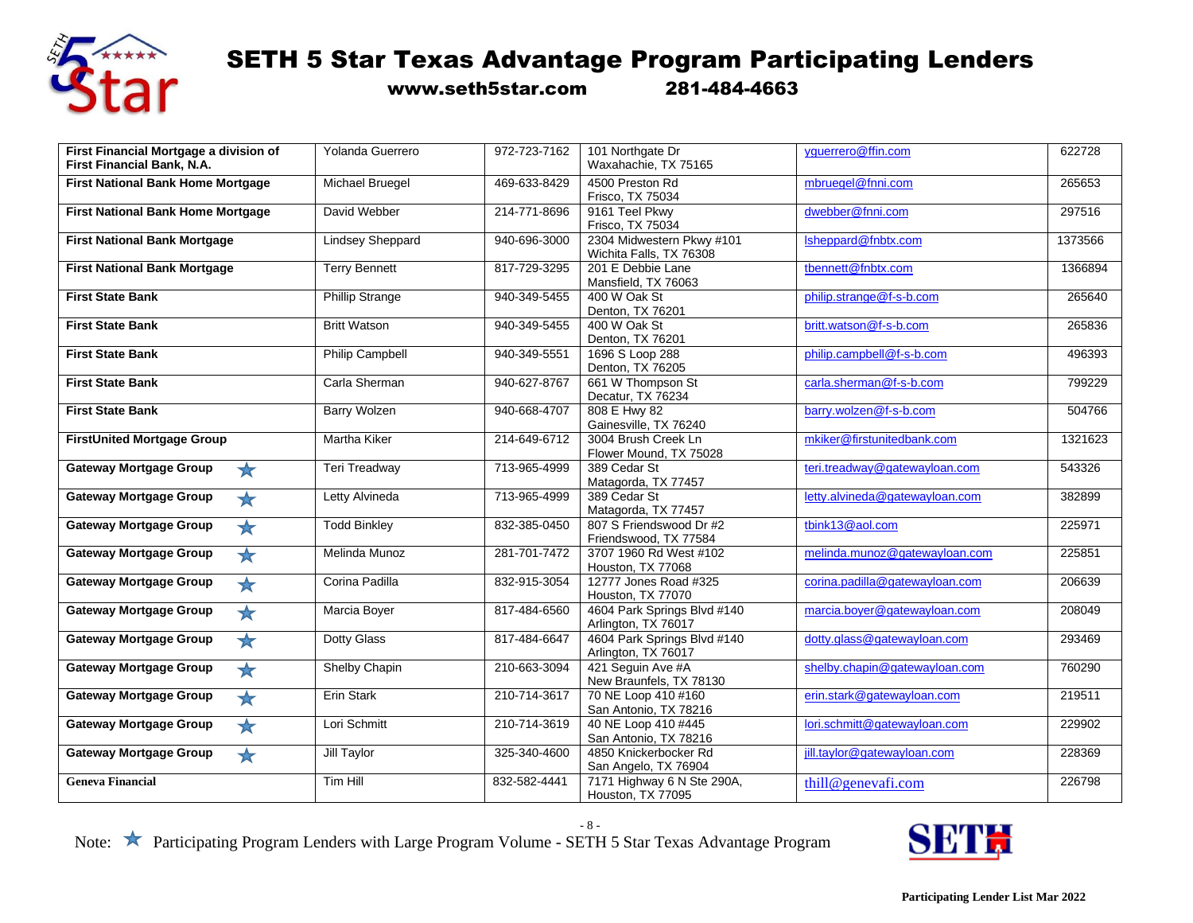# SETH 5 Star Texas Advantage Program Participating Lenders

**www.seth5star.com 281-484-4663**

| | | | | | |
|---|---|---|---|---|---|
| **First Financial Mortgage a division of First Financial Bank, N.A.** | Yolanda Guerrero | 972-723-7162 | 101 Northgate Dr Waxahachie, TX 75165 | yguerrero@ffin.com | 622728 |
| **First National Bank Home Mortgage** | Michael Bruegel | 469-633-8429 | 4500 Preston Rd Frisco, TX 75034 | mbruegel@fnni.com | 265653 |
| **First National Bank Home Mortgage** | David Webber | 214-771-8696 | 9161 Teel Pkwy Frisco, TX 75034 | dwebber@fnni.com | 297516 |
| **First National Bank Mortgage** | Lindsey Sheppard | 940-696-3000 | 2304 Midwestern Pkwy #101 Wichita Falls, TX 76308 | lsheppard@fnbtx.com | 1373566 |
| **First National Bank Mortgage** | Terry Bennett | 817-729-3295 | 201 E Debbie Lane Mansfield, TX 76063 | tbennett@fnbtx.com | 1366894 |
| **First State Bank** | Phillip Strange | 940-349-5455 | 400 W Oak St Denton, TX 76201 | philip.strange@f-s-b.com | 265640 |
| **First State Bank** | Britt Watson | 940-349-5455 | 400 W Oak St Denton, TX 76201 | britt.watson@f-s-b.com | 265836 |
| **First State Bank** | Philip Campbell | 940-349-5551 | 1696 S Loop 288 Denton, TX 76205 | philip.campbell@f-s-b.com | 496393 |
| **First State Bank** | Carla Sherman | 940-627-8767 | 661 W Thompson St Decatur, TX 76234 | carla.sherman@f-s-b.com | 799229 |
| **First State Bank** | Barry Wolzen | 940-668-4707 | 808 E Hwy 82 Gainesville, TX 76240 | barry.wolzen@f-s-b.com | 504766 |
| **FirstUnited Mortgage Group** | Martha Kiker | 214-649-6712 | 3004 Brush Creek Ln Flower Mound, TX 75028 | mkiker@firstunitedbank.com | 1321623 |
| **Gateway Mortgage Group** ★ | Teri Treadway | 713-965-4999 | 389 Cedar St Matagorda, TX 77457 | teri.treadway@gatewayloan.com | 543326 |
| **Gateway Mortgage Group** ★ | Letty Alvineda | 713-965-4999 | 389 Cedar St Matagorda, TX 77457 | letty.alvineda@gatewayloan.com | 382899 |
| **Gateway Mortgage Group** ★ | Todd Binkley | 832-385-0450 | 807 S Friendswood Dr #2 Friendswood, TX 77584 | tbink13@aol.com | 225971 |
| **Gateway Mortgage Group** ★ | Melinda Munoz | 281-701-7472 | 3707 1960 Rd West #102 Houston, TX 77068 | melinda.munoz@gatewayloan.com | 225851 |
| **Gateway Mortgage Group** ★ | Corina Padilla | 832-915-3054 | 12777 Jones Road #325 Houston, TX 77070 | corina.padilla@gatewayloan.com | 206639 |
| **Gateway Mortgage Group** ★ | Marcia Boyer | 817-484-6560 | 4604 Park Springs Blvd #140 Arlington, TX 76017 | marcia.boyer@gatewayloan.com | 208049 |
| **Gateway Mortgage Group** ★ | Dotty Glass | 817-484-6647 | 4604 Park Springs Blvd #140 Arlington, TX 76017 | dotty.glass@gatewayloan.com | 293469 |
| **Gateway Mortgage Group** ★ | Shelby Chapin | 210-663-3094 | 421 Seguin Ave #A New Braunfels, TX 78130 | shelby.chapin@gatewayloan.com | 760290 |
| **Gateway Mortgage Group** ★ | Erin Stark | 210-714-3617 | 70 NE Loop 410 #160 San Antonio, TX 78216 | erin.stark@gatewayloan.com | 219511 |
| **Gateway Mortgage Group** ★ | Lori Schmitt | 210-714-3619 | 40 NE Loop 410 #445 San Antonio, TX 78216 | lori.schmitt@gatewayloan.com | 229902 |
| **Gateway Mortgage Group** ★ | Jill Taylor | 325-340-4600 | 4850 Knickerbocker Rd San Angelo, TX 76904 | jill.taylor@gatewayloan.com | 228369 |
| **Geneva Financial** | Tim Hill | 832-582-4441 | 7171 Highway 6 N Ste 290A, Houston, TX 77095 | thill@genevafi.com | 226798 |

Note: ★ Participating Program Lenders with Large Program Volume - SETH 5 Star Texas Advantage Program

Participating Lender List Mar 2022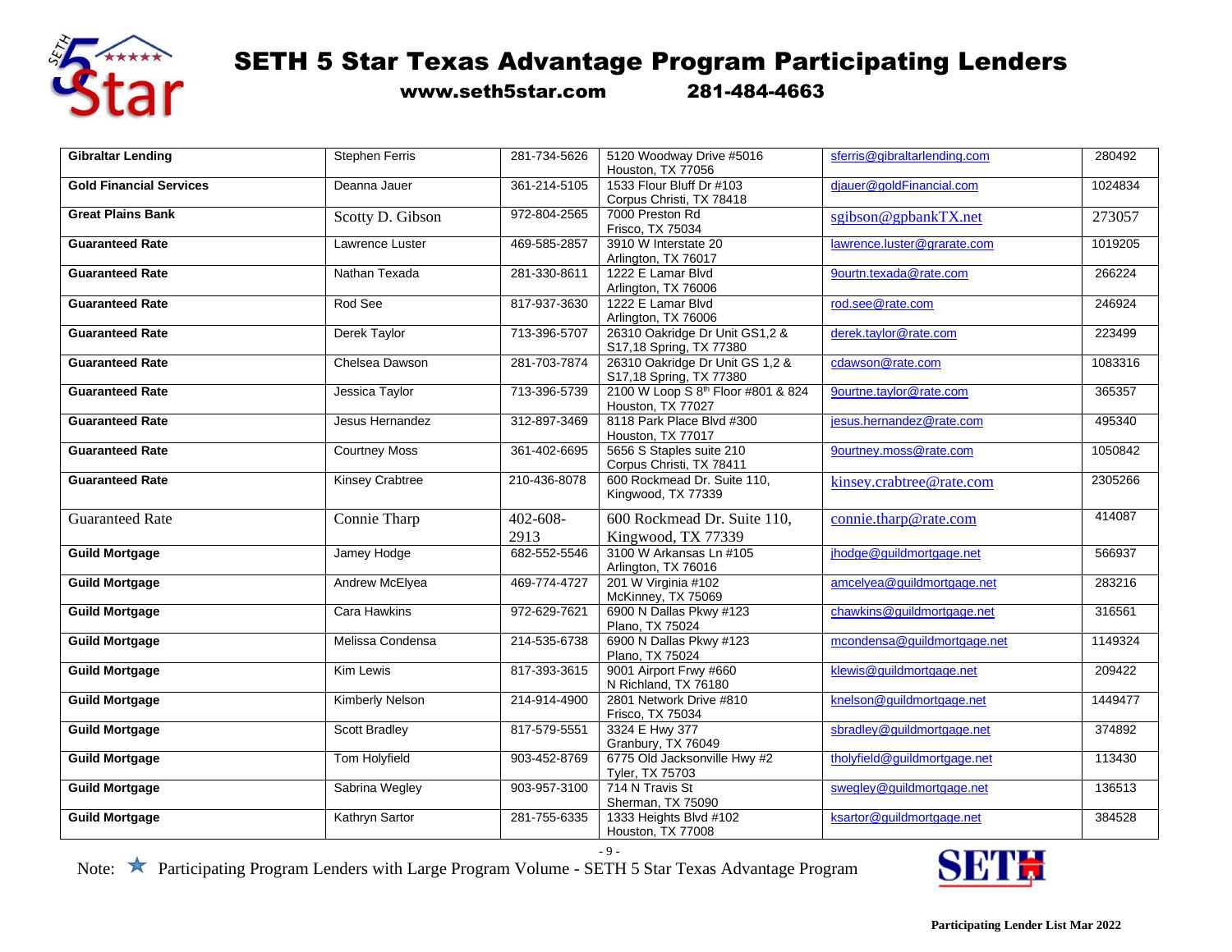# SETH 5 Star Texas Advantage Program Participating Lenders

**www.seth5star.com 281-484-4663**

| | | | | | |
|---|---|---|---|---|---|
| **Gibraltar Lending** | Stephen Ferris | 281-734-5626 | 5120 Woodway Drive #5016 Houston, TX 77056 | sferris@gibraltarlending.com | 280492 |
| **Gold Financial Services** | Deanna Jauer | 361-214-5105 | 1533 Flour Bluff Dr #103 Corpus Christi, TX 78418 | djauer@goldFinancial.com | 1024834 |
| **Great Plains Bank** | Scotty D. Gibson | 972-804-2565 | 7000 Preston Rd Frisco, TX 75034 | sgibson@gpbankTX.net | 273057 |
| **Guaranteed Rate** | Lawrence Luster | 469-585-2857 | 3910 W Interstate 20 Arlington, TX 76017 | lawrence.luster@grarate.com | 1019205 |
| **Guaranteed Rate** | Nathan Texada | 281-330-8611 | 1222 E Lamar Blvd Arlington, TX 76006 | 9ourtn.texada@rate.com | 266224 |
| **Guaranteed Rate** | Rod See | 817-937-3630 | 1222 E Lamar Blvd Arlington, TX 76006 | rod.see@rate.com | 246924 |
| **Guaranteed Rate** | Derek Taylor | 713-396-5707 | 26310 Oakridge Dr Unit GS1,2 & S17,18 Spring, TX 77380 | derek.taylor@rate.com | 223499 |
| **Guaranteed Rate** | Chelsea Dawson | 281-703-7874 | 26310 Oakridge Dr Unit GS 1,2 & S17,18 Spring, TX 77380 | cdawson@rate.com | 1083316 |
| **Guaranteed Rate** | Jessica Taylor | 713-396-5739 | 2100 W Loop S 8th Floor #801 & 824 Houston, TX 77027 | 9ourtne.taylor@rate.com | 365357 |
| **Guaranteed Rate** | Jesus Hernandez | 312-897-3469 | 8118 Park Place Blvd #300 Houston, TX 77017 | jesus.hernandez@rate.com | 495340 |
| **Guaranteed Rate** | Courtney Moss | 361-402-6695 | 5656 S Staples suite 210 Corpus Christi, TX 78411 | 9ourtney.moss@rate.com | 1050842 |
| **Guaranteed Rate** | Kinsey Crabtree | 210-436-8078 | 600 Rockmead Dr. Suite 110, Kingwood, TX 77339 | kinsey.crabtree@rate.com | 2305266 |
| Guaranteed Rate | Connie Tharp | 402-608-2913 | 600 Rockmead Dr. Suite 110, Kingwood, TX 77339 | connie.tharp@rate.com | 414087 |
| **Guild Mortgage** | Jamey Hodge | 682-552-5546 | 3100 W Arkansas Ln #105 Arlington, TX 76016 | jhodge@guildmortgage.net | 566937 |
| **Guild Mortgage** | Andrew McElyea | 469-774-4727 | 201 W Virginia #102 McKinney, TX 75069 | amcelyea@guildmortgage.net | 283216 |
| **Guild Mortgage** | Cara Hawkins | 972-629-7621 | 6900 N Dallas Pkwy #123 Plano, TX 75024 | chawkins@guildmortgage.net | 316561 |
| **Guild Mortgage** | Melissa Condensa | 214-535-6738 | 6900 N Dallas Pkwy #123 Plano, TX 75024 | mcondensa@guildmortgage.net | 1149324 |
| **Guild Mortgage** | Kim Lewis | 817-393-3615 | 9001 Airport Frwy #660 N Richland, TX 76180 | klewis@guildmortgage.net | 209422 |
| **Guild Mortgage** | Kimberly Nelson | 214-914-4900 | 2801 Network Drive #810 Frisco, TX 75034 | knelson@guildmortgage.net | 1449477 |
| **Guild Mortgage** | Scott Bradley | 817-579-5551 | 3324 E Hwy 377 Granbury, TX 76049 | sbradley@guildmortgage.net | 374892 |
| **Guild Mortgage** | Tom Holyfield | 903-452-8769 | 6775 Old Jacksonville Hwy #2 Tyler, TX 75703 | tholyfield@guildmortgage.net | 113430 |
| **Guild Mortgage** | Sabrina Wegley | 903-957-3100 | 714 N Travis St Sherman, TX 75090 | swegley@guildmortgage.net | 136513 |
| **Guild Mortgage** | Kathryn Sartor | 281-755-6335 | 1333 Heights Blvd #102 Houston, TX 77008 | ksartor@guildmortgage.net | 384528 |

Note: ★ Participating Program Lenders with Large Program Volume - SETH 5 Star Texas Advantage Program

**Participating Lender List Mar 2022**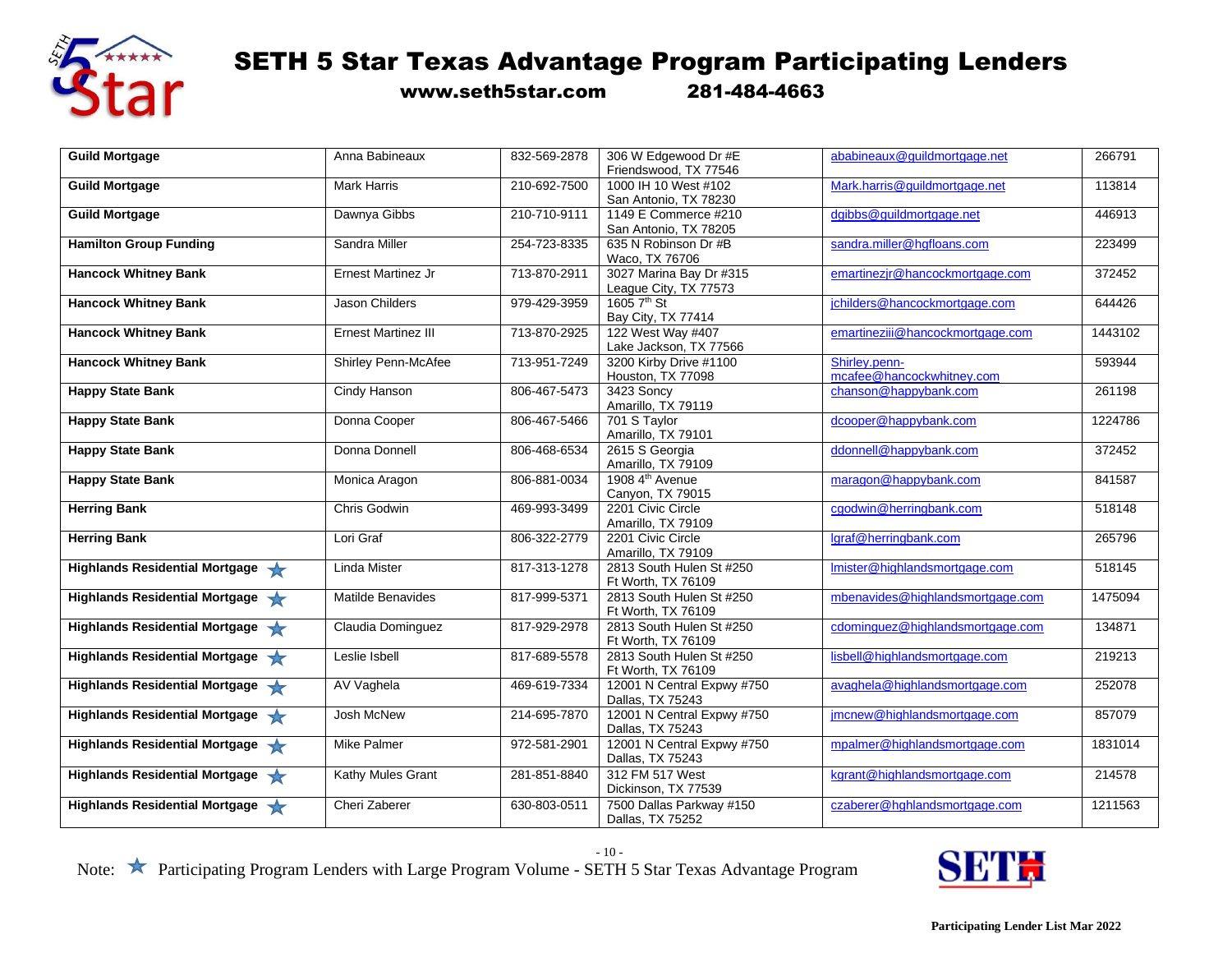# SETH 5 Star Texas Advantage Program Participating Lenders

**www.seth5star.com 281-484-4663**

| Lender | Contact | Phone | Address | Email | NMLS |
|---|---|---|---|---|---|
| **Guild Mortgage** | Anna Babineaux | 832-569-2878 | 306 W Edgewood Dr #E Friendswood, TX 77546 | ababineaux@guildmortgage.net | 266791 |
| **Guild Mortgage** | Mark Harris | 210-692-7500 | 1000 IH 10 West #102 San Antonio, TX 78230 | Mark.harris@guildmortgage.net | 113814 |
| **Guild Mortgage** | Dawnya Gibbs | 210-710-9111 | 1149 E Commerce #210 San Antonio, TX 78205 | dgibbs@guildmortgage.net | 446913 |
| **Hamilton Group Funding** | Sandra Miller | 254-723-8335 | 635 N Robinson Dr #B Waco, TX 76706 | sandra.miller@hgfloans.com | 223499 |
| **Hancock Whitney Bank** | Ernest Martinez Jr | 713-870-2911 | 3027 Marina Bay Dr #315 League City, TX 77573 | emartinezjr@hancockmortgage.com | 372452 |
| **Hancock Whitney Bank** | Jason Childers | 979-429-3959 | 1605 7th St Bay City, TX 77414 | jchilders@hancockmortgage.com | 644426 |
| **Hancock Whitney Bank** | Ernest Martinez III | 713-870-2925 | 122 West Way #407 Lake Jackson, TX 77566 | emartineziii@hancockmortgage.com | 1443102 |
| **Hancock Whitney Bank** | Shirley Penn-McAfee | 713-951-7249 | 3200 Kirby Drive #1100 Houston, TX 77098 | Shirley.penn-mcafee@hancockwhitney.com | 593944 |
| **Happy State Bank** | Cindy Hanson | 806-467-5473 | 3423 Soncy Amarillo, TX 79119 | chanson@happybank.com | 261198 |
| **Happy State Bank** | Donna Cooper | 806-467-5466 | 701 S Taylor Amarillo, TX 79101 | dcooper@happybank.com | 1224786 |
| **Happy State Bank** | Donna Donnell | 806-468-6534 | 2615 S Georgia Amarillo, TX 79109 | ddonnell@happybank.com | 372452 |
| **Happy State Bank** | Monica Aragon | 806-881-0034 | 1908 4th Avenue Canyon, TX 79015 | maragon@happybank.com | 841587 |
| **Herring Bank** | Chris Godwin | 469-993-3499 | 2201 Civic Circle Amarillo, TX 79109 | cgodwin@herringbank.com | 518148 |
| **Herring Bank** | Lori Graf | 806-322-2779 | 2201 Civic Circle Amarillo, TX 79109 | lgraf@herringbank.com | 265796 |
| **Highlands Residential Mortgage** ★ | Linda Mister | 817-313-1278 | 2813 South Hulen St #250 Ft Worth, TX 76109 | lmister@highlandsmortgage.com | 518145 |
| **Highlands Residential Mortgage** ★ | Matilde Benavides | 817-999-5371 | 2813 South Hulen St #250 Ft Worth, TX 76109 | mbenavides@highlandsmortgage.com | 1475094 |
| **Highlands Residential Mortgage** ★ | Claudia Dominguez | 817-929-2978 | 2813 South Hulen St #250 Ft Worth, TX 76109 | cdominguez@highlandsmortgage.com | 134871 |
| **Highlands Residential Mortgage** ★ | Leslie Isbell | 817-689-5578 | 2813 South Hulen St #250 Ft Worth, TX 76109 | lisbell@highlandsmortgage.com | 219213 |
| **Highlands Residential Mortgage** ★ | AV Vaghela | 469-619-7334 | 12001 N Central Expwy #750 Dallas, TX 75243 | avaghela@highlandsmortgage.com | 252078 |
| **Highlands Residential Mortgage** ★ | Josh McNew | 214-695-7870 | 12001 N Central Expwy #750 Dallas, TX 75243 | jmcnew@highlandsmortgage.com | 857079 |
| **Highlands Residential Mortgage** ★ | Mike Palmer | 972-581-2901 | 12001 N Central Expwy #750 Dallas, TX 75243 | mpalmer@highlandsmortgage.com | 1831014 |
| **Highlands Residential Mortgage** ★ | Kathy Mules Grant | 281-851-8840 | 312 FM 517 West Dickinson, TX 77539 | kgrant@highlandsmortgage.com | 214578 |
| **Highlands Residential Mortgage** ★ | Cheri Zaberer | 630-803-0511 | 7500 Dallas Parkway #150 Dallas, TX 75252 | czaberer@hghlandsmortgage.com | 1211563 |

Note: ★ Participating Program Lenders with Large Program Volume - SETH 5 Star Texas Advantage Program

Participating Lender List Mar 2022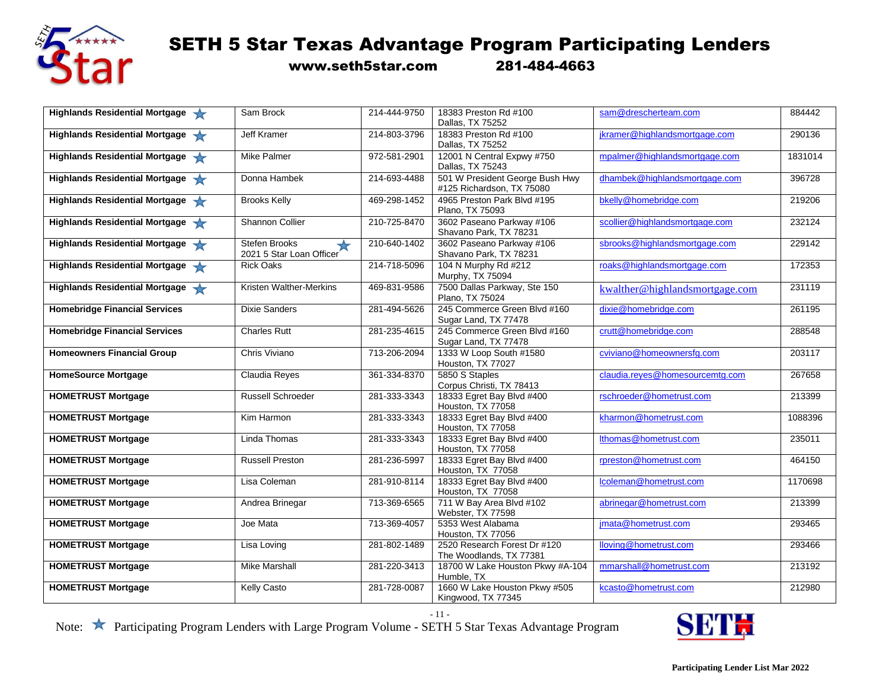# SETH 5 Star Texas Advantage Program Participating Lenders

**www.seth5star.com 281-484-4663**

| | | | | | |
|---|---|---|---|---|---|
| **Highlands Residential Mortgage** ★ | Sam Brock | 214-444-9750 | 18383 Preston Rd #100 Dallas, TX 75252 | sam@drescherteam.com | 884442 |
| **Highlands Residential Mortgage** ★ | Jeff Kramer | 214-803-3796 | 18383 Preston Rd #100 Dallas, TX 75252 | jkramer@highlandsmortgage.com | 290136 |
| **Highlands Residential Mortgage** ★ | Mike Palmer | 972-581-2901 | 12001 N Central Expwy #750 Dallas, TX 75243 | mpalmer@highlandsmortgage.com | 1831014 |
| **Highlands Residential Mortgage** ★ | Donna Hambek | 214-693-4488 | 501 W President George Bush Hwy #125 Richardson, TX 75080 | dhambek@highlandsmortgage.com | 396728 |
| **Highlands Residential Mortgage** ★ | Brooks Kelly | 469-298-1452 | 4965 Preston Park Blvd #195 Plano, TX 75093 | bkelly@homebridge.com | 219206 |
| **Highlands Residential Mortgage** ★ | Shannon Collier | 210-725-8470 | 3602 Paseano Parkway #106 Shavano Park, TX 78231 | scollier@highlandsmortgage.com | 232124 |
| **Highlands Residential Mortgage** ★ | Stefen Brooks ★ 2021 5 Star Loan Officer | 210-640-1402 | 3602 Paseano Parkway #106 Shavano Park, TX 78231 | sbrooks@highlandsmortgage.com | 229142 |
| **Highlands Residential Mortgage** ★ | Rick Oaks | 214-718-5096 | 104 N Murphy Rd #212 Murphy, TX 75094 | roaks@highlandsmortgage.com | 172353 |
| **Highlands Residential Mortgage** ★ | Kristen Walther-Merkins | 469-831-9586 | 7500 Dallas Parkway, Ste 150 Plano, TX 75024 | kwalther@highlandsmortgage.com | 231119 |
| **Homebridge Financial Services** | Dixie Sanders | 281-494-5626 | 245 Commerce Green Blvd #160 Sugar Land, TX 77478 | dixie@homebridge.com | 261195 |
| **Homebridge Financial Services** | Charles Rutt | 281-235-4615 | 245 Commerce Green Blvd #160 Sugar Land, TX 77478 | crutt@homebridge.com | 288548 |
| **Homeowners Financial Group** | Chris Viviano | 713-206-2094 | 1333 W Loop South #1580 Houston, TX 77027 | cviviano@homeownersfg.com | 203117 |
| **HomeSource Mortgage** | Claudia Reyes | 361-334-8370 | 5850 S Staples Corpus Christi, TX 78413 | claudia.reyes@homesourcemtg.com | 267658 |
| **HOMETRUST Mortgage** | Russell Schroeder | 281-333-3343 | 18333 Egret Bay Blvd #400 Houston, TX 77058 | rschroeder@hometrust.com | 213399 |
| **HOMETRUST Mortgage** | Kim Harmon | 281-333-3343 | 18333 Egret Bay Blvd #400 Houston, TX 77058 | kharmon@hometrust.com | 1088396 |
| **HOMETRUST Mortgage** | Linda Thomas | 281-333-3343 | 18333 Egret Bay Blvd #400 Houston, TX 77058 | lthomas@hometrust.com | 235011 |
| **HOMETRUST Mortgage** | Russell Preston | 281-236-5997 | 18333 Egret Bay Blvd #400 Houston, TX 77058 | rpreston@hometrust.com | 464150 |
| **HOMETRUST Mortgage** | Lisa Coleman | 281-910-8114 | 18333 Egret Bay Blvd #400 Houston, TX 77058 | lcoleman@hometrust.com | 1170698 |
| **HOMETRUST Mortgage** | Andrea Brinegar | 713-369-6565 | 711 W Bay Area Blvd #102 Webster, TX 77598 | abrinegar@hometrust.com | 213399 |
| **HOMETRUST Mortgage** | Joe Mata | 713-369-4057 | 5353 West Alabama Houston, TX 77056 | jmata@hometrust.com | 293465 |
| **HOMETRUST Mortgage** | Lisa Loving | 281-802-1489 | 2520 Research Forest Dr #120 The Woodlands, TX 77381 | lloving@hometrust.com | 293466 |
| **HOMETRUST Mortgage** | Mike Marshall | 281-220-3413 | 18700 W Lake Houston Pkwy #A-104 Humble, TX | mmarshall@hometrust.com | 213192 |
| **HOMETRUST Mortgage** | Kelly Casto | 281-728-0087 | 1660 W Lake Houston Pkwy #505 Kingwood, TX 77345 | kcasto@hometrust.com | 212980 |

Note: ★ Participating Program Lenders with Large Program Volume - SETH 5 Star Texas Advantage Program

**Participating Lender List Mar 2022**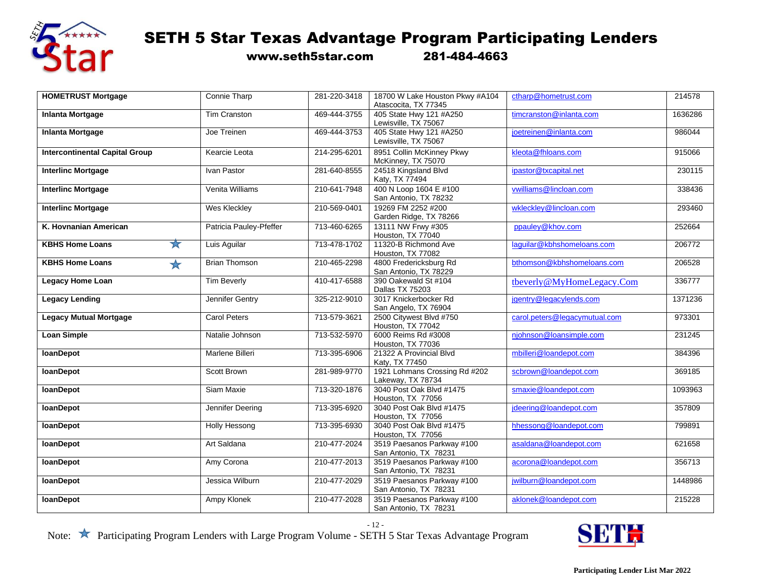# SETH 5 Star Texas Advantage Program Participating Lenders

**www.seth5star.com 281-484-4663**

| | | | | | |
|---|---|---|---|---|---|
| **HOMETRUST Mortgage** | Connie Tharp | 281-220-3418 | 18700 W Lake Houston Pkwy #A104 Atascocita, TX 77345 | ctharp@hometrust.com | 214578 |
| **Inlanta Mortgage** | Tim Cranston | 469-444-3755 | 405 State Hwy 121 #A250 Lewisville, TX 75067 | timcranston@inlanta.com | 1636286 |
| **Inlanta Mortgage** | Joe Treinen | 469-444-3753 | 405 State Hwy 121 #A250 Lewisville, TX 75067 | joetreinen@inlanta.com | 986044 |
| **Intercontinental Capital Group** | Kearcie Leota | 214-295-6201 | 8951 Collin McKinney Pkwy McKinney, TX 75070 | kleota@fhloans.com | 915066 |
| **Interlinc Mortgage** | Ivan Pastor | 281-640-8555 | 24518 Kingsland Blvd Katy, TX 77494 | ipastor@txcapital.net | 230115 |
| **Interlinc Mortgage** | Venita Williams | 210-641-7948 | 400 N Loop 1604 E #100 San Antonio, TX 78232 | vwilliams@lincloan.com | 338436 |
| **Interlinc Mortgage** | Wes Kleckley | 210-569-0401 | 19269 FM 2252 #200 Garden Ridge, TX 78266 | wkleckley@lincloan.com | 293460 |
| **K. Hovnanian American** | Patricia Pauley-Pfeffer | 713-460-6265 | 13111 NW Frwy #305 Houston, TX 77040 | ppauley@khov.com | 252664 |
| **KBHS Home Loans** ★ | Luis Aguilar | 713-478-1702 | 11320-B Richmond Ave Houston, TX 77082 | laguilar@kbhshomeloans.com | 206772 |
| **KBHS Home Loans** ★ | Brian Thomson | 210-465-2298 | 4800 Fredericksburg Rd San Antonio, TX 78229 | bthomson@kbhshomeloans.com | 206528 |
| **Legacy Home Loan** | Tim Beverly | 410-417-6588 | 390 Oakewald St #104 Dallas TX 75203 | tbeverly@MyHomeLegacy.Com | 336777 |
| **Legacy Lending** | Jennifer Gentry | 325-212-9010 | 3017 Knickerbocker Rd San Angelo, TX 76904 | jgentry@legacylends.com | 1371236 |
| **Legacy Mutual Mortgage** | Carol Peters | 713-579-3621 | 2500 Citywest Blvd #750 Houston, TX 77042 | carol.peters@legacymutual.com | 973301 |
| **Loan Simple** | Natalie Johnson | 713-532-5970 | 6000 Reims Rd #3008 Houston, TX 77036 | njohnson@loansimple.com | 231245 |
| **loanDepot** | Marlene Billeri | 713-395-6906 | 21322 A Provincial Blvd Katy, TX 77450 | mbilleri@loandepot.com | 384396 |
| **loanDepot** | Scott Brown | 281-989-9770 | 1921 Lohmans Crossing Rd #202 Lakeway, TX 78734 | scbrown@loandepot.com | 369185 |
| **loanDepot** | Siam Maxie | 713-320-1876 | 3040 Post Oak Blvd #1475 Houston, TX 77056 | smaxie@loandepot.com | 1093963 |
| **loanDepot** | Jennifer Deering | 713-395-6920 | 3040 Post Oak Blvd #1475 Houston, TX 77056 | jdeering@loandepot.com | 357809 |
| **loanDepot** | Holly Hessong | 713-395-6930 | 3040 Post Oak Blvd #1475 Houston, TX 77056 | hhessong@loandepot.com | 799891 |
| **loanDepot** | Art Saldana | 210-477-2024 | 3519 Paesanos Parkway #100 San Antonio, TX 78231 | asaldana@loandepot.com | 621658 |
| **loanDepot** | Amy Corona | 210-477-2013 | 3519 Paesanos Parkway #100 San Antonio, TX 78231 | acorona@loandepot.com | 356713 |
| **loanDepot** | Jessica Wilburn | 210-477-2029 | 3519 Paesanos Parkway #100 San Antonio, TX 78231 | jwilburn@loandepot.com | 1448986 |
| **loanDepot** | Ampy Klonek | 210-477-2028 | 3519 Paesanos Parkway #100 San Antonio, TX 78231 | aklonek@loandepot.com | 215228 |

Note: ★ Participating Program Lenders with Large Program Volume - SETH 5 Star Texas Advantage Program

**Participating Lender List Mar 2022**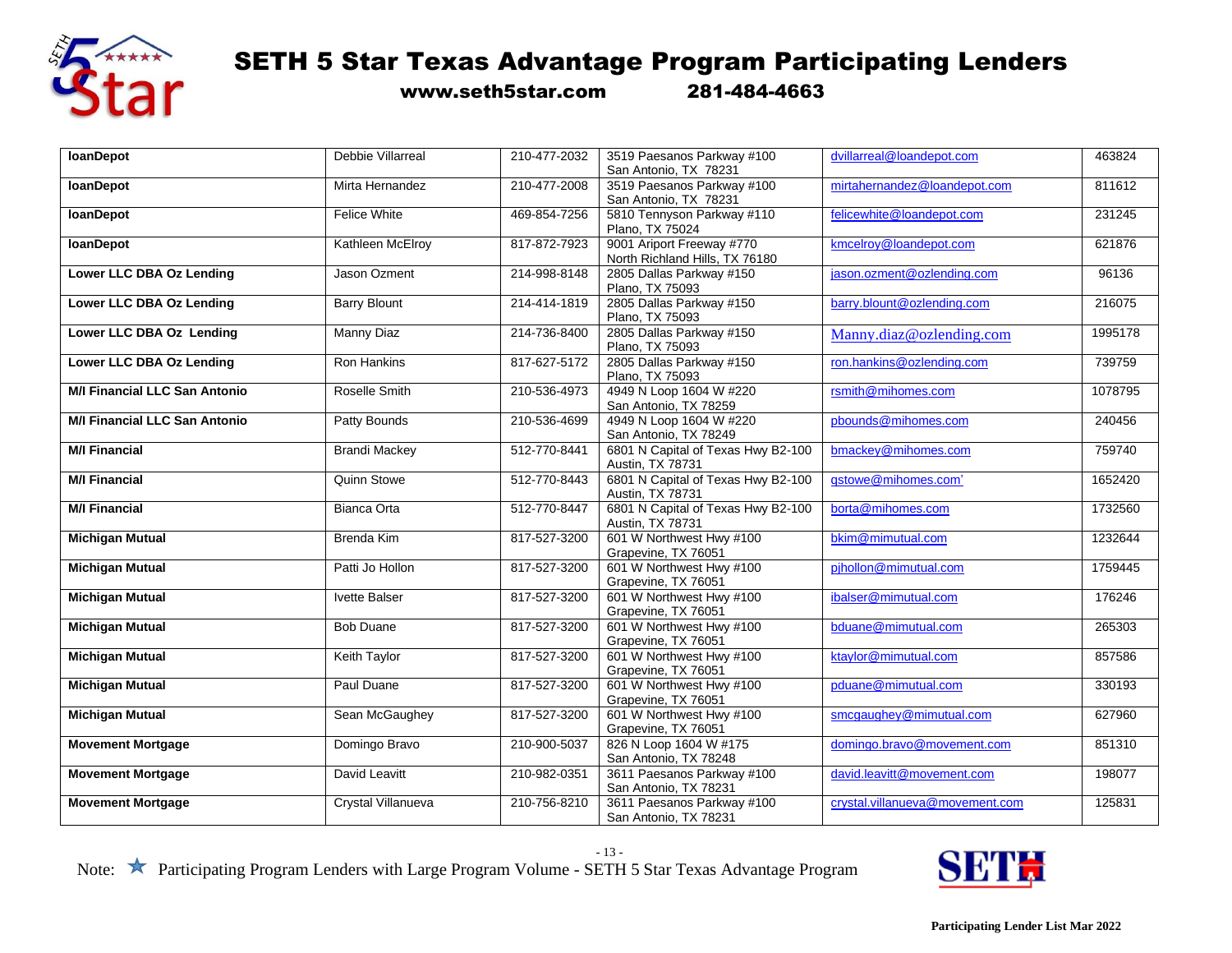# SETH 5 Star Texas Advantage Program Participating Lenders

**www.seth5star.com 281-484-4663**

| | | | | | |
|---|---|---|---|---|---|
| **loanDepot** | Debbie Villarreal | 210-477-2032 | 3519 Paesanos Parkway #100 San Antonio, TX 78231 | dvillarreal@loandepot.com | 463824 |
| **loanDepot** | Mirta Hernandez | 210-477-2008 | 3519 Paesanos Parkway #100 San Antonio, TX 78231 | mirtahernandez@loandepot.com | 811612 |
| **loanDepot** | Felice White | 469-854-7256 | 5810 Tennyson Parkway #110 Plano, TX 75024 | felicewhite@loandepot.com | 231245 |
| **loanDepot** | Kathleen McElroy | 817-872-7923 | 9001 Ariport Freeway #770 North Richland Hills, TX 76180 | kmcelroy@loandepot.com | 621876 |
| **Lower LLC DBA Oz Lending** | Jason Ozment | 214-998-8148 | 2805 Dallas Parkway #150 Plano, TX 75093 | jason.ozment@ozlending.com | 96136 |
| **Lower LLC DBA Oz Lending** | Barry Blount | 214-414-1819 | 2805 Dallas Parkway #150 Plano, TX 75093 | barry.blount@ozlending.com | 216075 |
| **Lower LLC DBA Oz Lending** | Manny Diaz | 214-736-8400 | 2805 Dallas Parkway #150 Plano, TX 75093 | Manny.diaz@ozlending.com | 1995178 |
| **Lower LLC DBA Oz Lending** | Ron Hankins | 817-627-5172 | 2805 Dallas Parkway #150 Plano, TX 75093 | ron.hankins@ozlending.com | 739759 |
| **M/I Financial LLC San Antonio** | Roselle Smith | 210-536-4973 | 4949 N Loop 1604 W #220 San Antonio, TX 78259 | rsmith@mihomes.com | 1078795 |
| **M/I Financial LLC San Antonio** | Patty Bounds | 210-536-4699 | 4949 N Loop 1604 W #220 San Antonio, TX 78249 | pbounds@mihomes.com | 240456 |
| **M/I Financial** | Brandi Mackey | 512-770-8441 | 6801 N Capital of Texas Hwy B2-100 Austin, TX 78731 | bmackey@mihomes.com | 759740 |
| **M/I Financial** | Quinn Stowe | 512-770-8443 | 6801 N Capital of Texas Hwy B2-100 Austin, TX 78731 | qstowe@mihomes.com' | 1652420 |
| **M/I Financial** | Bianca Orta | 512-770-8447 | 6801 N Capital of Texas Hwy B2-100 Austin, TX 78731 | borta@mihomes.com | 1732560 |
| **Michigan Mutual** | Brenda Kim | 817-527-3200 | 601 W Northwest Hwy #100 Grapevine, TX 76051 | bkim@mimutual.com | 1232644 |
| **Michigan Mutual** | Patti Jo Hollon | 817-527-3200 | 601 W Northwest Hwy #100 Grapevine, TX 76051 | pjhollon@mimutual.com | 1759445 |
| **Michigan Mutual** | Ivette Balser | 817-527-3200 | 601 W Northwest Hwy #100 Grapevine, TX 76051 | ibalser@mimutual.com | 176246 |
| **Michigan Mutual** | Bob Duane | 817-527-3200 | 601 W Northwest Hwy #100 Grapevine, TX 76051 | bduane@mimutual.com | 265303 |
| **Michigan Mutual** | Keith Taylor | 817-527-3200 | 601 W Northwest Hwy #100 Grapevine, TX 76051 | ktaylor@mimutual.com | 857586 |
| **Michigan Mutual** | Paul Duane | 817-527-3200 | 601 W Northwest Hwy #100 Grapevine, TX 76051 | pduane@mimutual.com | 330193 |
| **Michigan Mutual** | Sean McGaughey | 817-527-3200 | 601 W Northwest Hwy #100 Grapevine, TX 76051 | smcgaughey@mimutual.com | 627960 |
| **Movement Mortgage** | Domingo Bravo | 210-900-5037 | 826 N Loop 1604 W #175 San Antonio, TX 78248 | domingo.bravo@movement.com | 851310 |
| **Movement Mortgage** | David Leavitt | 210-982-0351 | 3611 Paesanos Parkway #100 San Antonio, TX 78231 | david.leavitt@movement.com | 198077 |
| **Movement Mortgage** | Crystal Villanueva | 210-756-8210 | 3611 Paesanos Parkway #100 San Antonio, TX 78231 | crystal.villanueva@movement.com | 125831 |

Note: ★ Participating Program Lenders with Large Program Volume - SETH 5 Star Texas Advantage Program

**Participating Lender List Mar 2022**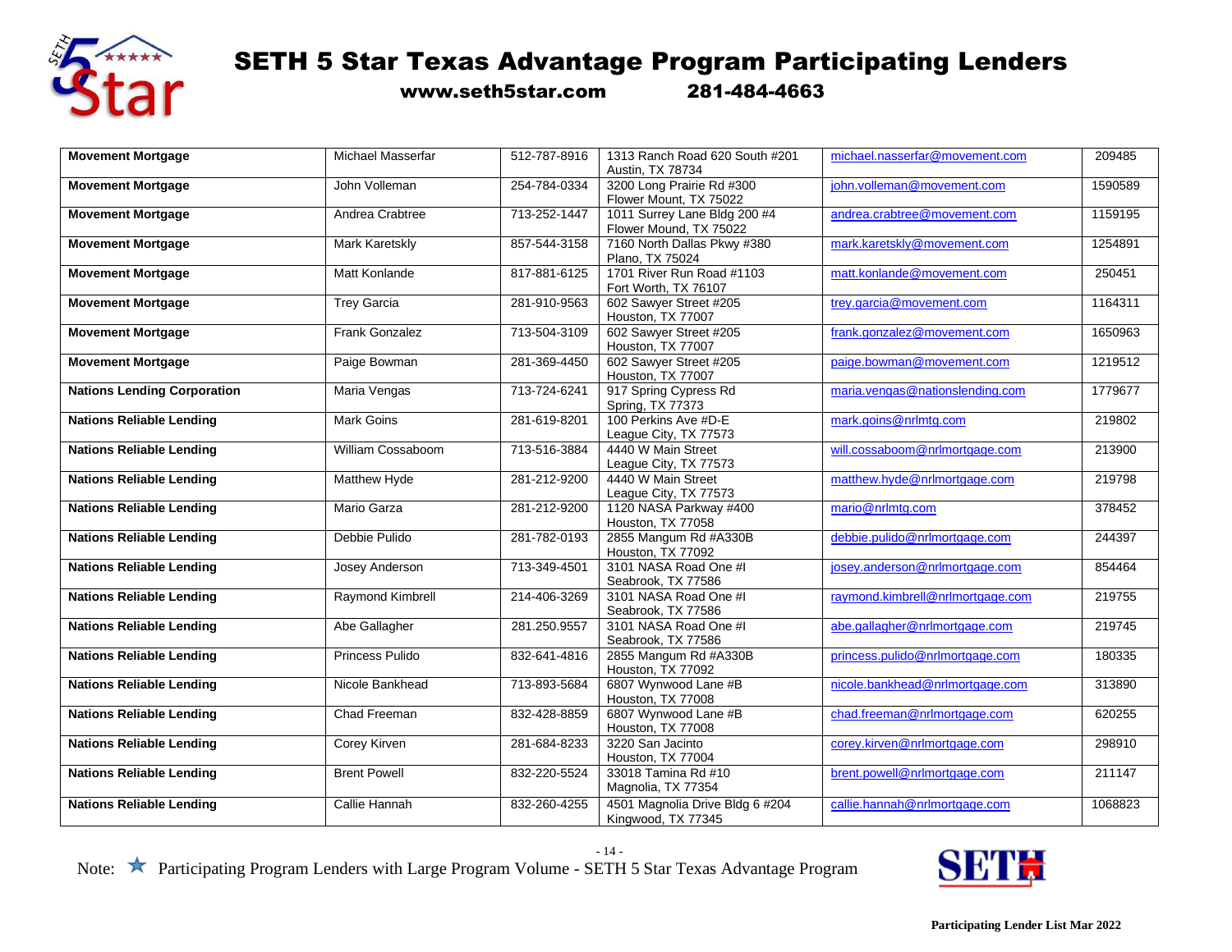# SETH 5 Star Texas Advantage Program Participating Lenders

**www.seth5star.com 281-484-4663**

| | | | | | |
|---|---|---|---|---|---|
| **Movement Mortgage** | Michael Masserfar | 512-787-8916 | 1313 Ranch Road 620 South #201 Austin, TX 78734 | michael.nasserfar@movement.com | 209485 |
| **Movement Mortgage** | John Volleman | 254-784-0334 | 3200 Long Prairie Rd #300 Flower Mount, TX 75022 | john.volleman@movement.com | 1590589 |
| **Movement Mortgage** | Andrea Crabtree | 713-252-1447 | 1011 Surrey Lane Bldg 200 #4 Flower Mound, TX 75022 | andrea.crabtree@movement.com | 1159195 |
| **Movement Mortgage** | Mark Karetskly | 857-544-3158 | 7160 North Dallas Pkwy #380 Plano, TX 75024 | mark.karetskly@movement.com | 1254891 |
| **Movement Mortgage** | Matt Konlande | 817-881-6125 | 1701 River Run Road #1103 Fort Worth, TX 76107 | matt.konlande@movement.com | 250451 |
| **Movement Mortgage** | Trey Garcia | 281-910-9563 | 602 Sawyer Street #205 Houston, TX 77007 | trey.garcia@movement.com | 1164311 |
| **Movement Mortgage** | Frank Gonzalez | 713-504-3109 | 602 Sawyer Street #205 Houston, TX 77007 | frank.gonzalez@movement.com | 1650963 |
| **Movement Mortgage** | Paige Bowman | 281-369-4450 | 602 Sawyer Street #205 Houston, TX 77007 | paige.bowman@movement.com | 1219512 |
| **Nations Lending Corporation** | Maria Vengas | 713-724-6241 | 917 Spring Cypress Rd Spring, TX 77373 | maria.vengas@nationslending.com | 1779677 |
| **Nations Reliable Lending** | Mark Goins | 281-619-8201 | 100 Perkins Ave #D-E League City, TX 77573 | mark.goins@nrlmtg.com | 219802 |
| **Nations Reliable Lending** | William Cossaboom | 713-516-3884 | 4440 W Main Street League City, TX 77573 | will.cossaboom@nrlmortgage.com | 213900 |
| **Nations Reliable Lending** | Matthew Hyde | 281-212-9200 | 4440 W Main Street League City, TX 77573 | matthew.hyde@nrlmortgage.com | 219798 |
| **Nations Reliable Lending** | Mario Garza | 281-212-9200 | 1120 NASA Parkway #400 Houston, TX 77058 | mario@nrlmtg.com | 378452 |
| **Nations Reliable Lending** | Debbie Pulido | 281-782-0193 | 2855 Mangum Rd #A330B Houston, TX 77092 | debbie.pulido@nrlmortgage.com | 244397 |
| **Nations Reliable Lending** | Josey Anderson | 713-349-4501 | 3101 NASA Road One #I Seabrook, TX 77586 | josey.anderson@nrlmortgage.com | 854464 |
| **Nations Reliable Lending** | Raymond Kimbrell | 214-406-3269 | 3101 NASA Road One #I Seabrook, TX 77586 | raymond.kimbrell@nrlmortgage.com | 219755 |
| **Nations Reliable Lending** | Abe Gallagher | 281.250.9557 | 3101 NASA Road One #I Seabrook, TX 77586 | abe.gallagher@nrlmortgage.com | 219745 |
| **Nations Reliable Lending** | Princess Pulido | 832-641-4816 | 2855 Mangum Rd #A330B Houston, TX 77092 | princess.pulido@nrlmortgage.com | 180335 |
| **Nations Reliable Lending** | Nicole Bankhead | 713-893-5684 | 6807 Wynwood Lane #B Houston, TX 77008 | nicole.bankhead@nrlmortgage.com | 313890 |
| **Nations Reliable Lending** | Chad Freeman | 832-428-8859 | 6807 Wynwood Lane #B Houston, TX 77008 | chad.freeman@nrlmortgage.com | 620255 |
| **Nations Reliable Lending** | Corey Kirven | 281-684-8233 | 3220 San Jacinto Houston, TX 77004 | corey.kirven@nrlmortgage.com | 298910 |
| **Nations Reliable Lending** | Brent Powell | 832-220-5524 | 33018 Tamina Rd #10 Magnolia, TX 77354 | brent.powell@nrlmortgage.com | 211147 |
| **Nations Reliable Lending** | Callie Hannah | 832-260-4255 | 4501 Magnolia Drive Bldg 6 #204 Kingwood, TX 77345 | callie.hannah@nrlmortgage.com | 1068823 |

Note: ★ Participating Program Lenders with Large Program Volume - SETH 5 Star Texas Advantage Program

Participating Lender List Mar 2022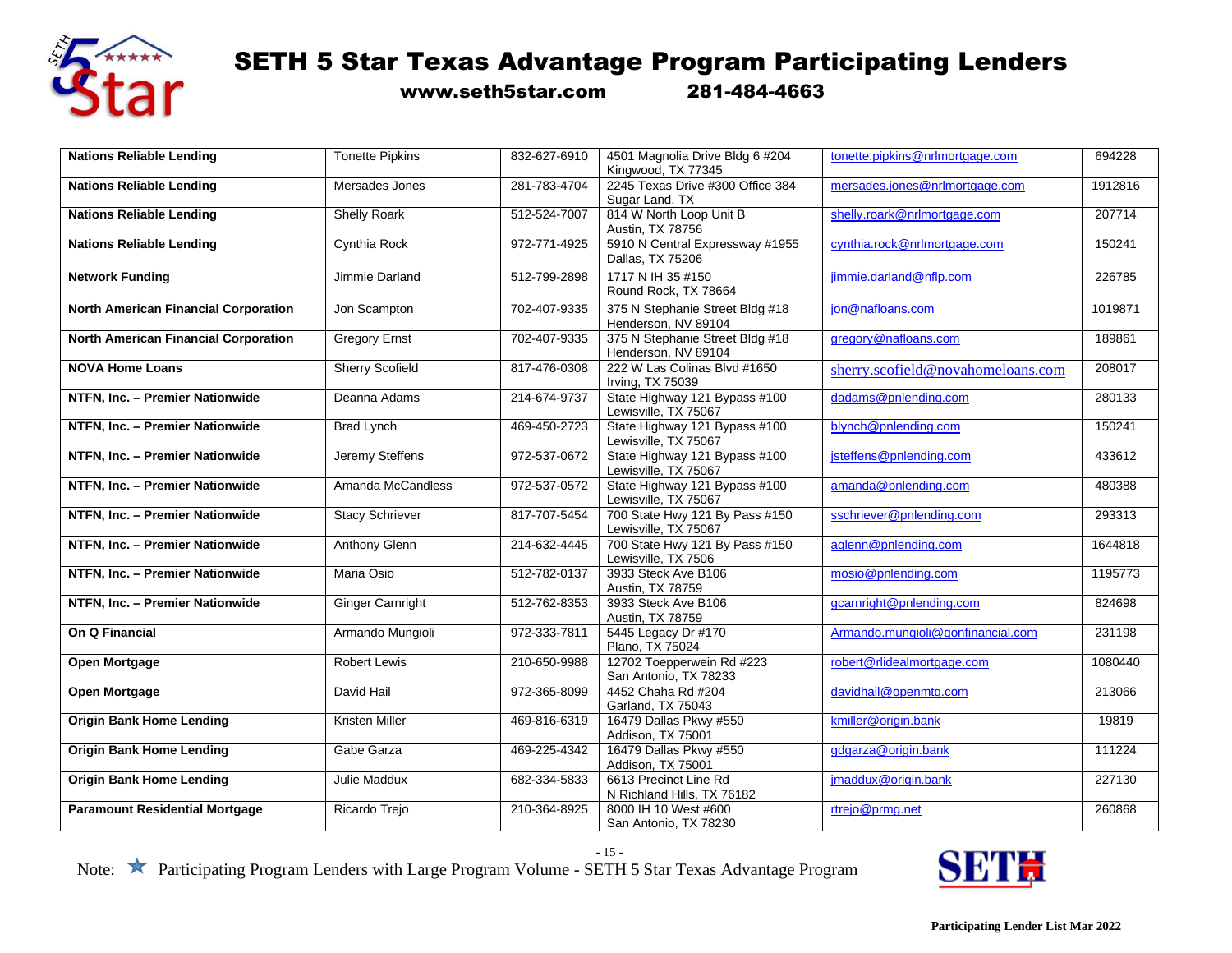# SETH 5 Star Texas Advantage Program Participating Lenders

**www.seth5star.com 281-484-4663**

| | | | | | |
|---|---|---|---|---|---|
| **Nations Reliable Lending** | Tonette Pipkins | 832-627-6910 | 4501 Magnolia Drive Bldg 6 #204 Kingwood, TX 77345 | tonette.pipkins@nrlmortgage.com | 694228 |
| **Nations Reliable Lending** | Mersades Jones | 281-783-4704 | 2245 Texas Drive #300 Office 384 Sugar Land, TX | mersades.jones@nrlmortgage.com | 1912816 |
| **Nations Reliable Lending** | Shelly Roark | 512-524-7007 | 814 W North Loop Unit B Austin, TX 78756 | shelly.roark@nrlmortgage.com | 207714 |
| **Nations Reliable Lending** | Cynthia Rock | 972-771-4925 | 5910 N Central Expressway #1955 Dallas, TX 75206 | cynthia.rock@nrlmortgage.com | 150241 |
| **Network Funding** | Jimmie Darland | 512-799-2898 | 1717 N IH 35 #150 Round Rock, TX 78664 | jimmie.darland@nflp.com | 226785 |
| **North American Financial Corporation** | Jon Scampton | 702-407-9335 | 375 N Stephanie Street Bldg #18 Henderson, NV 89104 | jon@nafloans.com | 1019871 |
| **North American Financial Corporation** | Gregory Ernst | 702-407-9335 | 375 N Stephanie Street Bldg #18 Henderson, NV 89104 | gregory@nafloans.com | 189861 |
| **NOVA Home Loans** | Sherry Scofield | 817-476-0308 | 222 W Las Colinas Blvd #1650 Irving, TX 75039 | sherry.scofield@novahomeloans.com | 208017 |
| **NTFN, Inc. – Premier Nationwide** | Deanna Adams | 214-674-9737 | State Highway 121 Bypass #100 Lewisville, TX 75067 | dadams@pnlending.com | 280133 |
| **NTFN, Inc. – Premier Nationwide** | Brad Lynch | 469-450-2723 | State Highway 121 Bypass #100 Lewisville, TX 75067 | blynch@pnlending.com | 150241 |
| **NTFN, Inc. – Premier Nationwide** | Jeremy Steffens | 972-537-0672 | State Highway 121 Bypass #100 Lewisville, TX 75067 | jsteffens@pnlending.com | 433612 |
| **NTFN, Inc. – Premier Nationwide** | Amanda McCandless | 972-537-0572 | State Highway 121 Bypass #100 Lewisville, TX 75067 | amanda@pnlending.com | 480388 |
| **NTFN, Inc. – Premier Nationwide** | Stacy Schriever | 817-707-5454 | 700 State Hwy 121 By Pass #150 Lewisville, TX 75067 | sschriever@pnlending.com | 293313 |
| **NTFN, Inc. – Premier Nationwide** | Anthony Glenn | 214-632-4445 | 700 State Hwy 121 By Pass #150 Lewisville, TX 7506 | aglenn@pnlending.com | 1644818 |
| **NTFN, Inc. – Premier Nationwide** | Maria Osio | 512-782-0137 | 3933 Steck Ave B106 Austin, TX 78759 | mosio@pnlending.com | 1195773 |
| **NTFN, Inc. – Premier Nationwide** | Ginger Carnright | 512-762-8353 | 3933 Steck Ave B106 Austin, TX 78759 | gcarnright@pnlending.com | 824698 |
| **On Q Financial** | Armando Mungioli | 972-333-7811 | 5445 Legacy Dr #170 Plano, TX 75024 | Armando.mungioli@qonfinancial.com | 231198 |
| **Open Mortgage** | Robert Lewis | 210-650-9988 | 12702 Toepperwein Rd #223 San Antonio, TX 78233 | robert@rlidealmortgage.com | 1080440 |
| **Open Mortgage** | David Hail | 972-365-8099 | 4452 Chaha Rd #204 Garland, TX 75043 | davidhail@openmtg.com | 213066 |
| **Origin Bank Home Lending** | Kristen Miller | 469-816-6319 | 16479 Dallas Pkwy #550 Addison, TX 75001 | kmiller@origin.bank | 19819 |
| **Origin Bank Home Lending** | Gabe Garza | 469-225-4342 | 16479 Dallas Pkwy #550 Addison, TX 75001 | gdgarza@origin.bank | 111224 |
| **Origin Bank Home Lending** | Julie Maddux | 682-334-5833 | 6613 Precinct Line Rd N Richland Hills, TX 76182 | jmaddux@origin.bank | 227130 |
| **Paramount Residential Mortgage** | Ricardo Trejo | 210-364-8925 | 8000 IH 10 West #600 San Antonio, TX 78230 | rtrejo@prmg.net | 260868 |

Note: ★ Participating Program Lenders with Large Program Volume - SETH 5 Star Texas Advantage Program

**Participating Lender List Mar 2022**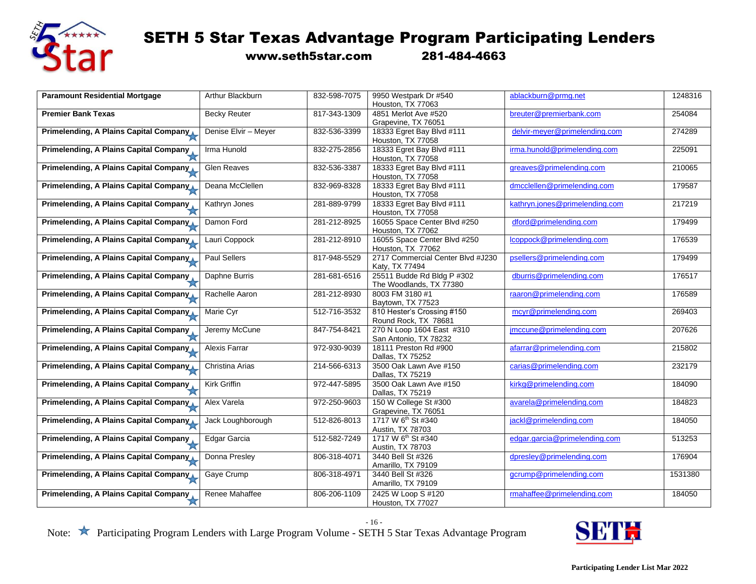# SETH 5 Star Texas Advantage Program Participating Lenders

**www.seth5star.com 281-484-4663**

| | | | | | |
|---|---|---|---|---|---|
| **Paramount Residential Mortgage** | Arthur Blackburn | 832-598-7075 | 9950 Westpark Dr #540<br>Houston, TX 77063 | ablackburn@prmg.net | 1248316 |
| **Premier Bank Texas** | Becky Reuter | 817-343-1309 | 4851 Merlot Ave #520<br>Grapevine, TX 76051 | breuter@premierbank.com | 254084 |
| **Primelending, A Plains Capital Company** ★ | Denise Elvir – Meyer | 832-536-3399 | 18333 Egret Bay Blvd #111<br>Houston, TX 77058 | delvir-meyer@primelending.com | 274289 |
| **Primelending, A Plains Capital Company** ★ | Irma Hunold | 832-275-2856 | 18333 Egret Bay Blvd #111<br>Houston, TX 77058 | irma.hunold@primelending.com | 225091 |
| **Primelending, A Plains Capital Company** ★ | Glen Reaves | 832-536-3387 | 18333 Egret Bay Blvd #111<br>Houston, TX 77058 | greaves@primelending.com | 210065 |
| **Primelending, A Plains Capital Company** ★ | Deana McClellen | 832-969-8328 | 18333 Egret Bay Blvd #111<br>Houston, TX 77058 | dmcclellen@primelending.com | 179587 |
| **Primelending, A Plains Capital Company** ★ | Kathryn Jones | 281-889-9799 | 18333 Egret Bay Blvd #111<br>Houston, TX 77058 | kathryn.jones@primelending.com | 217219 |
| **Primelending, A Plains Capital Company** ★ | Damon Ford | 281-212-8925 | 16055 Space Center Blvd #250<br>Houston, TX 77062 | dford@primelending.com | 179499 |
| **Primelending, A Plains Capital Company** ★ | Lauri Coppock | 281-212-8910 | 16055 Space Center Blvd #250<br>Houston, TX 77062 | lcoppock@primelending.com | 176539 |
| **Primelending, A Plains Capital Company** ★ | Paul Sellers | 817-948-5529 | 2717 Commercial Center Blvd #J230<br>Katy, TX 77494 | psellers@primelending.com | 179499 |
| **Primelending, A Plains Capital Company** ★ | Daphne Burris | 281-681-6516 | 25511 Budde Rd Bldg P #302<br>The Woodlands, TX 77380 | dburris@primelending.com | 176517 |
| **Primelending, A Plains Capital Company** ★ | Rachelle Aaron | 281-212-8930 | 8003 FM 3180 #1<br>Baytown, TX 77523 | raaron@primelending.com | 176589 |
| **Primelending, A Plains Capital Company** ★ | Marie Cyr | 512-716-3532 | 810 Hester's Crossing #150<br>Round Rock, TX 78681 | mcyr@primelending.com | 269403 |
| **Primelending, A Plains Capital Company** ★ | Jeremy McCune | 847-754-8421 | 270 N Loop 1604 East #310<br>San Antonio, TX 78232 | jmccune@primelending.com | 207626 |
| **Primelending, A Plains Capital Company** ★ | Alexis Farrar | 972-930-9039 | 18111 Preston Rd #900<br>Dallas, TX 75252 | afarrar@primelending.com | 215802 |
| **Primelending, A Plains Capital Company** ★ | Christina Arias | 214-566-6313 | 3500 Oak Lawn Ave #150<br>Dallas, TX 75219 | carias@primelending.com | 232179 |
| **Primelending, A Plains Capital Company** ★ | Kirk Griffin | 972-447-5895 | 3500 Oak Lawn Ave #150<br>Dallas, TX 75219 | kirkg@primelending.com | 184090 |
| **Primelending, A Plains Capital Company** ★ | Alex Varela | 972-250-9603 | 150 W College St #300<br>Grapevine, TX 76051 | avarela@primelending.com | 184823 |
| **Primelending, A Plains Capital Company** ★ | Jack Loughborough | 512-826-8013 | 1717 W 6th St #340<br>Austin, TX 78703 | jackl@primelending.com | 184050 |
| **Primelending, A Plains Capital Company** ★ | Edgar Garcia | 512-582-7249 | 1717 W 6th St #340<br>Austin, TX 78703 | edgar.garcia@primelending.com | 513253 |
| **Primelending, A Plains Capital Company** ★ | Donna Presley | 806-318-4071 | 3440 Bell St #326<br>Amarillo, TX 79109 | dpresley@primelending.com | 176904 |
| **Primelending, A Plains Capital Company** ★ | Gaye Crump | 806-318-4971 | 3440 Bell St #326<br>Amarillo, TX 79109 | gcrump@primelending.com | 1531380 |
| **Primelending, A Plains Capital Company** ★ | Renee Mahaffee | 806-206-1109 | 2425 W Loop S #120<br>Houston, TX 77027 | rmahaffee@primelending.com | 184050 |

Note: ★ Participating Program Lenders with Large Program Volume - SETH 5 Star Texas Advantage Program

Participating Lender List Mar 2022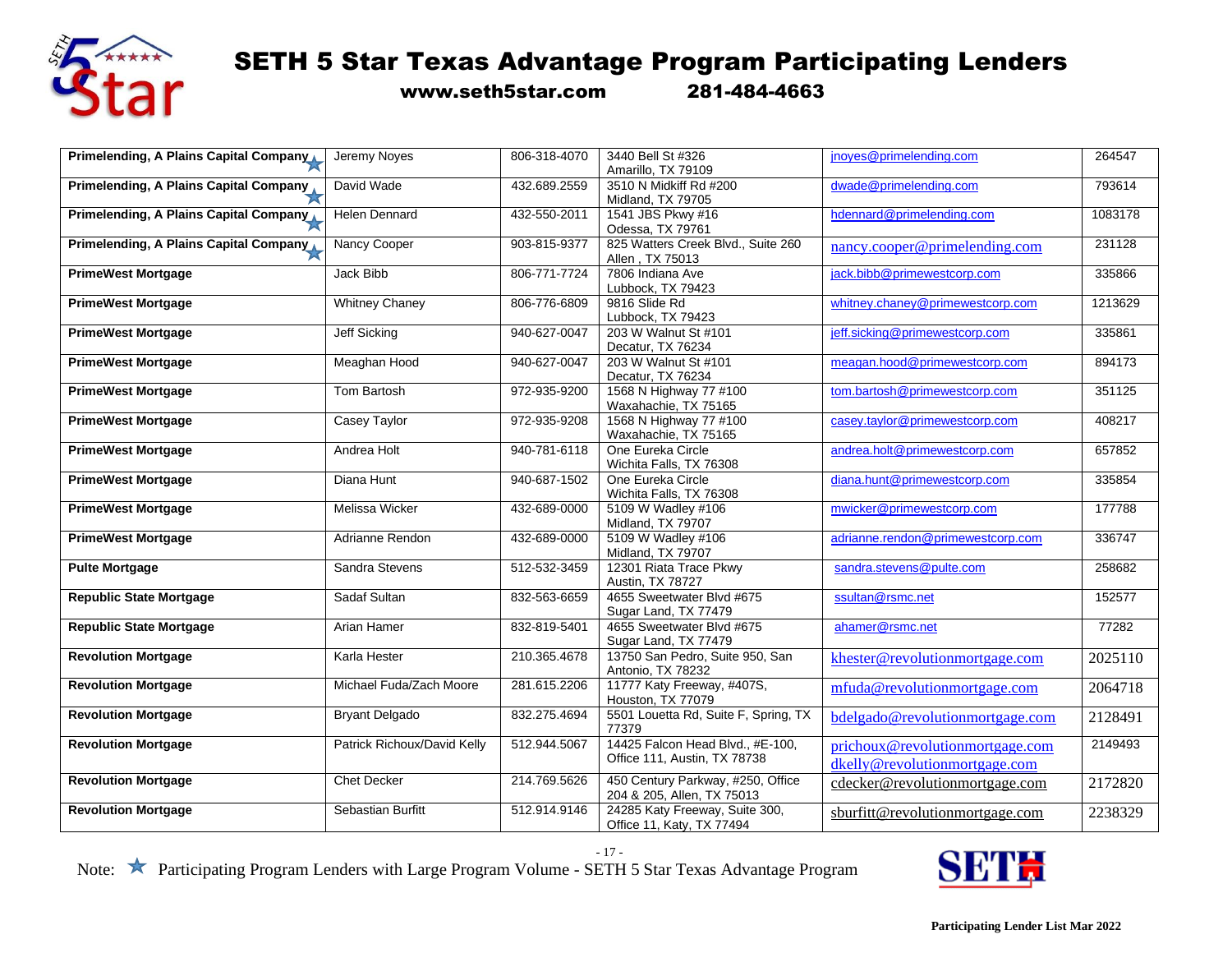# SETH 5 Star Texas Advantage Program Participating Lenders

**www.seth5star.com 281-484-4663**

| | | | | | |
|---|---|---|---|---|---|
| **Primelending, A Plains Capital Company** ★ | Jeremy Noyes | 806-318-4070 | 3440 Bell St #326 Amarillo, TX 79109 | jnoyes@primelending.com | 264547 |
| **Primelending, A Plains Capital Company** ★ | David Wade | 432.689.2559 | 3510 N Midkiff Rd #200 Midland, TX 79705 | dwade@primelending.com | 793614 |
| **Primelending, A Plains Capital Company** ★ | Helen Dennard | 432-550-2011 | 1541 JBS Pkwy #16 Odessa, TX 79761 | hdennard@primelending.com | 1083178 |
| **Primelending, A Plains Capital Company** ★ | Nancy Cooper | 903-815-9377 | 825 Watters Creek Blvd., Suite 260 Allen , TX 75013 | nancy.cooper@primelending.com | 231128 |
| **PrimeWest Mortgage** | Jack Bibb | 806-771-7724 | 7806 Indiana Ave Lubbock, TX 79423 | jack.bibb@primewestcorp.com | 335866 |
| **PrimeWest Mortgage** | Whitney Chaney | 806-776-6809 | 9816 Slide Rd Lubbock, TX 79423 | whitney.chaney@primewestcorp.com | 1213629 |
| **PrimeWest Mortgage** | Jeff Sicking | 940-627-0047 | 203 W Walnut St #101 Decatur, TX 76234 | jeff.sicking@primewestcorp.com | 335861 |
| **PrimeWest Mortgage** | Meaghan Hood | 940-627-0047 | 203 W Walnut St #101 Decatur, TX 76234 | meagan.hood@primewestcorp.com | 894173 |
| **PrimeWest Mortgage** | Tom Bartosh | 972-935-9200 | 1568 N Highway 77 #100 Waxahachie, TX 75165 | tom.bartosh@primewestcorp.com | 351125 |
| **PrimeWest Mortgage** | Casey Taylor | 972-935-9208 | 1568 N Highway 77 #100 Waxahachie, TX 75165 | casey.taylor@primewestcorp.com | 408217 |
| **PrimeWest Mortgage** | Andrea Holt | 940-781-6118 | One Eureka Circle Wichita Falls, TX 76308 | andrea.holt@primewestcorp.com | 657852 |
| **PrimeWest Mortgage** | Diana Hunt | 940-687-1502 | One Eureka Circle Wichita Falls, TX 76308 | diana.hunt@primewestcorp.com | 335854 |
| **PrimeWest Mortgage** | Melissa Wicker | 432-689-0000 | 5109 W Wadley #106 Midland, TX 79707 | mwicker@primewestcorp.com | 177788 |
| **PrimeWest Mortgage** | Adrianne Rendon | 432-689-0000 | 5109 W Wadley #106 Midland, TX 79707 | adrianne.rendon@primewestcorp.com | 336747 |
| **Pulte Mortgage** | Sandra Stevens | 512-532-3459 | 12301 Riata Trace Pkwy Austin, TX 78727 | sandra.stevens@pulte.com | 258682 |
| **Republic State Mortgage** | Sadaf Sultan | 832-563-6659 | 4655 Sweetwater Blvd #675 Sugar Land, TX 77479 | ssultan@rsmc.net | 152577 |
| **Republic State Mortgage** | Arian Hamer | 832-819-5401 | 4655 Sweetwater Blvd #675 Sugar Land, TX 77479 | ahamer@rsmc.net | 77282 |
| **Revolution Mortgage** | Karla Hester | 210.365.4678 | 13750 San Pedro, Suite 950, San Antonio, TX 78232 | khester@revolutionmortgage.com | 2025110 |
| **Revolution Mortgage** | Michael Fuda/Zach Moore | 281.615.2206 | 11777 Katy Freeway, #407S, Houston, TX 77079 | mfuda@revolutionmortgage.com | 2064718 |
| **Revolution Mortgage** | Bryant Delgado | 832.275.4694 | 5501 Louetta Rd, Suite F, Spring, TX 77379 | bdelgado@revolutionmortgage.com | 2128491 |
| **Revolution Mortgage** | Patrick Richoux/David Kelly | 512.944.5067 | 14425 Falcon Head Blvd., #E-100, Office 111, Austin, TX 78738 | prichoux@revolutionmortgage.com dkelly@revolutionmortgage.com | 2149493 |
| **Revolution Mortgage** | Chet Decker | 214.769.5626 | 450 Century Parkway, #250, Office 204 & 205, Allen, TX 75013 | cdecker@revolutionmortgage.com | 2172820 |
| **Revolution Mortgage** | Sebastian Burfitt | 512.914.9146 | 24285 Katy Freeway, Suite 300, Office 11, Katy, TX 77494 | sburfitt@revolutionmortgage.com | 2238329 |

Note: ★ Participating Program Lenders with Large Program Volume - SETH 5 Star Texas Advantage Program

**Participating Lender List Mar 2022**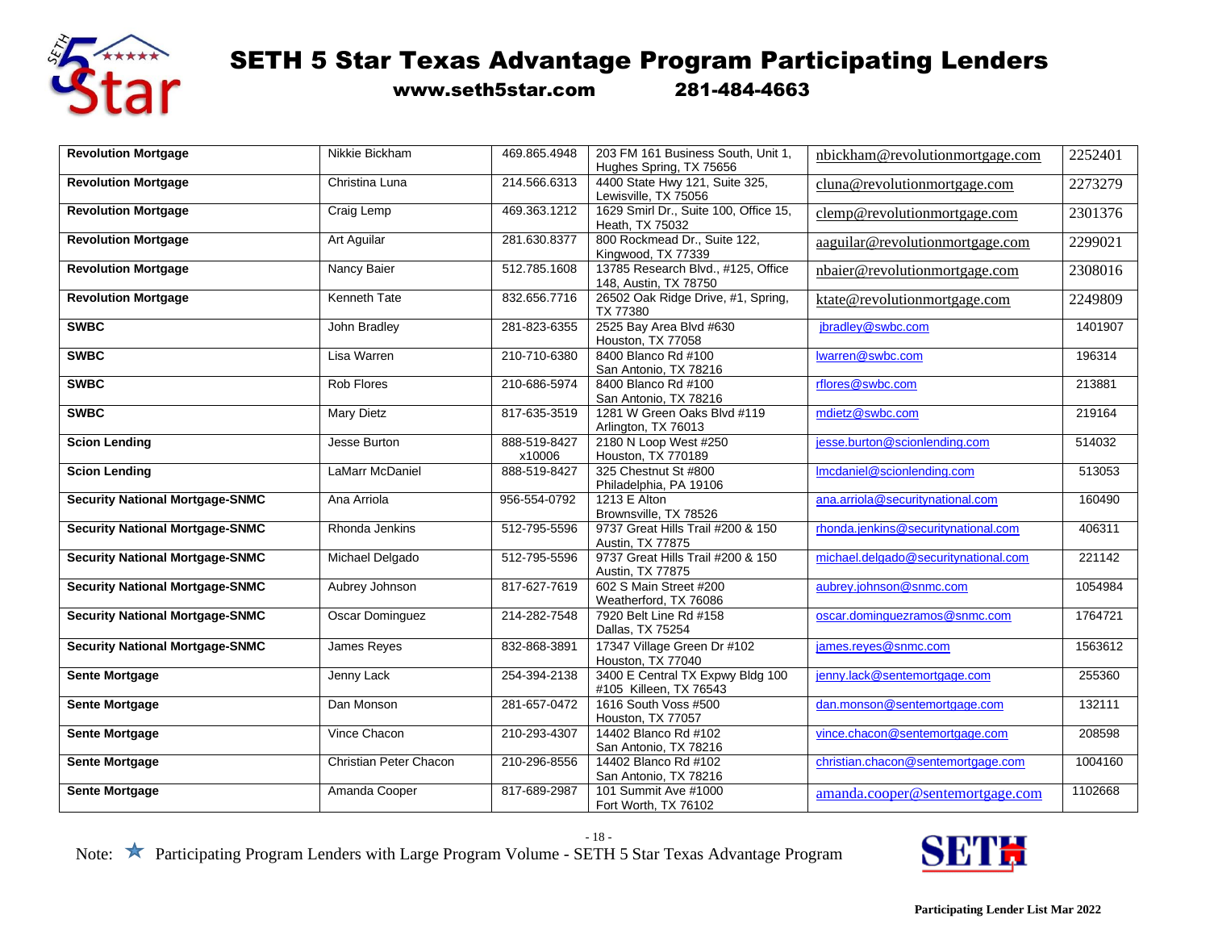# SETH 5 Star Texas Advantage Program Participating Lenders

**www.seth5star.com 281-484-4663**

| | | | | | |
|---|---|---|---|---|---|
| **Revolution Mortgage** | Nikkie Bickham | 469.865.4948 | 203 FM 161 Business South, Unit 1, Hughes Spring, TX 75656 | nbickham@revolutionmortgage.com | 2252401 |
| **Revolution Mortgage** | Christina Luna | 214.566.6313 | 4400 State Hwy 121, Suite 325, Lewisville, TX 75056 | cluna@revolutionmortgage.com | 2273279 |
| **Revolution Mortgage** | Craig Lemp | 469.363.1212 | 1629 Smirl Dr., Suite 100, Office 15, Heath, TX 75032 | clemp@revolutionmortgage.com | 2301376 |
| **Revolution Mortgage** | Art Aguilar | 281.630.8377 | 800 Rockmead Dr., Suite 122, Kingwood, TX 77339 | aaguilar@revolutionmortgage.com | 2299021 |
| **Revolution Mortgage** | Nancy Baier | 512.785.1608 | 13785 Research Blvd., #125, Office 148, Austin, TX 78750 | nbaier@revolutionmortgage.com | 2308016 |
| **Revolution Mortgage** | Kenneth Tate | 832.656.7716 | 26502 Oak Ridge Drive, #1, Spring, TX 77380 | ktate@revolutionmortgage.com | 2249809 |
| **SWBC** | John Bradley | 281-823-6355 | 2525 Bay Area Blvd #630 Houston, TX 77058 | jbradley@swbc.com | 1401907 |
| **SWBC** | Lisa Warren | 210-710-6380 | 8400 Blanco Rd #100 San Antonio, TX 78216 | lwarren@swbc.com | 196314 |
| **SWBC** | Rob Flores | 210-686-5974 | 8400 Blanco Rd #100 San Antonio, TX 78216 | rflores@swbc.com | 213881 |
| **SWBC** | Mary Dietz | 817-635-3519 | 1281 W Green Oaks Blvd #119 Arlington, TX 76013 | mdietz@swbc.com | 219164 |
| **Scion Lending** | Jesse Burton | 888-519-8427 x10006 | 2180 N Loop West #250 Houston, TX 770189 | jesse.burton@scionlending.com | 514032 |
| **Scion Lending** | LaMarr McDaniel | 888-519-8427 | 325 Chestnut St #800 Philadelphia, PA 19106 | lmcdaniel@scionlending.com | 513053 |
| **Security National Mortgage-SNMC** | Ana Arriola | 956-554-0792 | 1213 E Alton Brownsville, TX 78526 | ana.arriola@securitynational.com | 160490 |
| **Security National Mortgage-SNMC** | Rhonda Jenkins | 512-795-5596 | 9737 Great Hills Trail #200 & 150 Austin, TX 77875 | rhonda.jenkins@securitynational.com | 406311 |
| **Security National Mortgage-SNMC** | Michael Delgado | 512-795-5596 | 9737 Great Hills Trail #200 & 150 Austin, TX 77875 | michael.delgado@securitynational.com | 221142 |
| **Security National Mortgage-SNMC** | Aubrey Johnson | 817-627-7619 | 602 S Main Street #200 Weatherford, TX 76086 | aubrey.johnson@snmc.com | 1054984 |
| **Security National Mortgage-SNMC** | Oscar Dominguez | 214-282-7548 | 7920 Belt Line Rd #158 Dallas, TX 75254 | oscar.dominguezramos@snmc.com | 1764721 |
| **Security National Mortgage-SNMC** | James Reyes | 832-868-3891 | 17347 Village Green Dr #102 Houston, TX 77040 | james.reyes@snmc.com | 1563612 |
| **Sente Mortgage** | Jenny Lack | 254-394-2138 | 3400 E Central TX Expwy Bldg 100 #105 Killeen, TX 76543 | jenny.lack@sentemortgage.com | 255360 |
| **Sente Mortgage** | Dan Monson | 281-657-0472 | 1616 South Voss #500 Houston, TX 77057 | dan.monson@sentemortgage.com | 132111 |
| **Sente Mortgage** | Vince Chacon | 210-293-4307 | 14402 Blanco Rd #102 San Antonio, TX 78216 | vince.chacon@sentemortgage.com | 208598 |
| **Sente Mortgage** | Christian Peter Chacon | 210-296-8556 | 14402 Blanco Rd #102 San Antonio, TX 78216 | christian.chacon@sentemortgage.com | 1004160 |
| **Sente Mortgage** | Amanda Cooper | 817-689-2987 | 101 Summit Ave #1000 Fort Worth, TX 76102 | amanda.cooper@sentemortgage.com | 1102668 |

Note: ★ Participating Program Lenders with Large Program Volume - SETH 5 Star Texas Advantage Program

**Participating Lender List Mar 2022**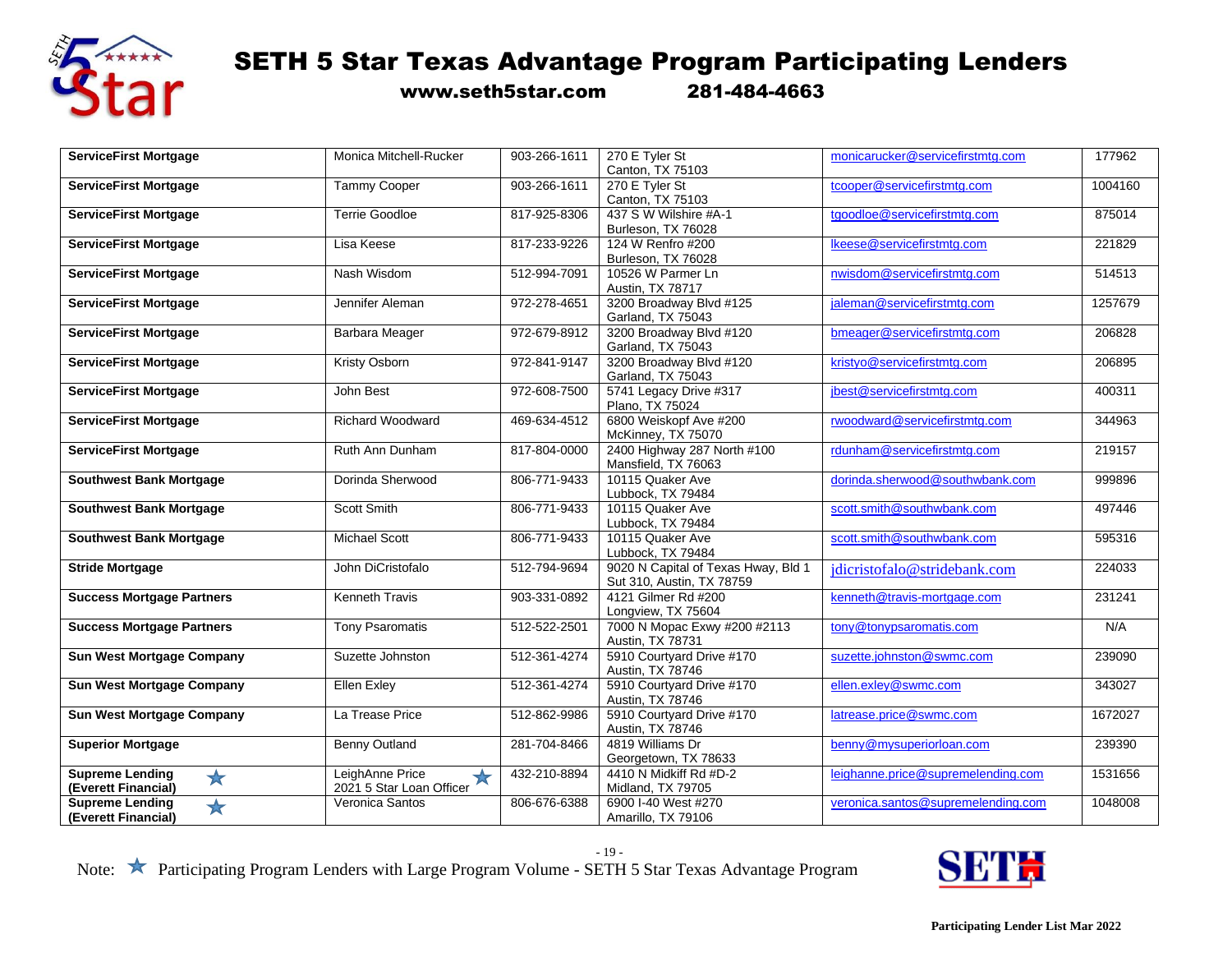# SETH 5 Star Texas Advantage Program Participating Lenders

**www.seth5star.com 281-484-4663**

| | | | | | |
|---|---|---|---|---|---|
| **ServiceFirst Mortgage** | Monica Mitchell-Rucker | 903-266-1611 | 270 E Tyler St Canton, TX 75103 | monicarucker@servicefirstmtg.com | 177962 |
| **ServiceFirst Mortgage** | Tammy Cooper | 903-266-1611 | 270 E Tyler St Canton, TX 75103 | tcooper@servicefirstmtg.com | 1004160 |
| **ServiceFirst Mortgage** | Terrie Goodloe | 817-925-8306 | 437 S W Wilshire #A-1 Burleson, TX 76028 | tgoodloe@servicefirstmtg.com | 875014 |
| **ServiceFirst Mortgage** | Lisa Keese | 817-233-9226 | 124 W Renfro #200 Burleson, TX 76028 | lkeese@servicefirstmtg.com | 221829 |
| **ServiceFirst Mortgage** | Nash Wisdom | 512-994-7091 | 10526 W Parmer Ln Austin, TX 78717 | nwisdom@servicefirstmtg.com | 514513 |
| **ServiceFirst Mortgage** | Jennifer Aleman | 972-278-4651 | 3200 Broadway Blvd #125 Garland, TX 75043 | jaleman@servicefirstmtg.com | 1257679 |
| **ServiceFirst Mortgage** | Barbara Meager | 972-679-8912 | 3200 Broadway Blvd #120 Garland, TX 75043 | bmeager@servicefirstmtg.com | 206828 |
| **ServiceFirst Mortgage** | Kristy Osborn | 972-841-9147 | 3200 Broadway Blvd #120 Garland, TX 75043 | kristyo@servicefirstmtg.com | 206895 |
| **ServiceFirst Mortgage** | John Best | 972-608-7500 | 5741 Legacy Drive #317 Plano, TX 75024 | jbest@servicefirstmtg.com | 400311 |
| **ServiceFirst Mortgage** | Richard Woodward | 469-634-4512 | 6800 Weiskopf Ave #200 McKinney, TX 75070 | rwoodward@servicefirstmtg.com | 344963 |
| **ServiceFirst Mortgage** | Ruth Ann Dunham | 817-804-0000 | 2400 Highway 287 North #100 Mansfield, TX 76063 | rdunham@servicefirstmtg.com | 219157 |
| **Southwest Bank Mortgage** | Dorinda Sherwood | 806-771-9433 | 10115 Quaker Ave Lubbock, TX 79484 | dorinda.sherwood@southwbank.com | 999896 |
| **Southwest Bank Mortgage** | Scott Smith | 806-771-9433 | 10115 Quaker Ave Lubbock, TX 79484 | scott.smith@southwbank.com | 497446 |
| **Southwest Bank Mortgage** | Michael Scott | 806-771-9433 | 10115 Quaker Ave Lubbock, TX 79484 | scott.smith@southwbank.com | 595316 |
| **Stride Mortgage** | John DiCristofalo | 512-794-9694 | 9020 N Capital of Texas Hway, Bld 1 Sut 310, Austin, TX 78759 | jdicristofalo@stridebank.com | 224033 |
| **Success Mortgage Partners** | Kenneth Travis | 903-331-0892 | 4121 Gilmer Rd #200 Longview, TX 75604 | kenneth@travis-mortgage.com | 231241 |
| **Success Mortgage Partners** | Tony Psaromatis | 512-522-2501 | 7000 N Mopac Exwy #200 #2113 Austin, TX 78731 | tony@tonypsaromatis.com | N/A |
| **Sun West Mortgage Company** | Suzette Johnston | 512-361-4274 | 5910 Courtyard Drive #170 Austin, TX 78746 | suzette.johnston@swmc.com | 239090 |
| **Sun West Mortgage Company** | Ellen Exley | 512-361-4274 | 5910 Courtyard Drive #170 Austin, TX 78746 | ellen.exley@swmc.com | 343027 |
| **Sun West Mortgage Company** | La Trease Price | 512-862-9986 | 5910 Courtyard Drive #170 Austin, TX 78746 | latrease.price@swmc.com | 1672027 |
| **Superior Mortgage** | Benny Outland | 281-704-8466 | 4819 Williams Dr Georgetown, TX 78633 | benny@mysuperiorloan.com | 239390 |
| **Supreme Lending (Everett Financial)** ★ | LeighAnne Price ★ 2021 5 Star Loan Officer | 432-210-8894 | 4410 N Midkiff Rd #D-2 Midland, TX 79705 | leighanne.price@supremelending.com | 1531656 |
| **Supreme Lending (Everett Financial)** ★ | Veronica Santos | 806-676-6388 | 6900 I-40 West #270 Amarillo, TX 79106 | veronica.santos@supremelending.com | 1048008 |

Note: ★ Participating Program Lenders with Large Program Volume - SETH 5 Star Texas Advantage Program

**Participating Lender List Mar 2022**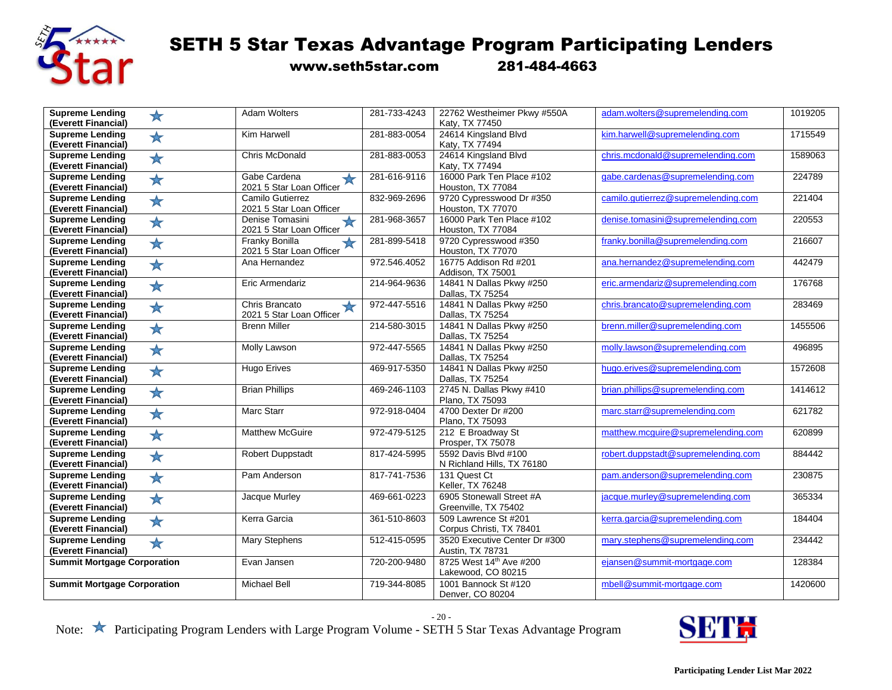# SETH 5 Star Texas Advantage Program Participating Lenders

**www.seth5star.com 281-484-4663**

| | | | | | |
|---|---|---|---|---|---|
| **Supreme Lending (Everett Financial)** ★ | Adam Wolters | 281-733-4243 | 22762 Westheimer Pkwy #550A Katy, TX 77450 | adam.wolters@supremelending.com | 1019205 |
| **Supreme Lending (Everett Financial)** ★ | Kim Harwell | 281-883-0054 | 24614 Kingsland Blvd Katy, TX 77494 | kim.harwell@supremelending.com | 1715549 |
| **Supreme Lending (Everett Financial)** ★ | Chris McDonald | 281-883-0053 | 24614 Kingsland Blvd Katy, TX 77494 | chris.mcdonald@supremelending.com | 1589063 |
| **Supreme Lending (Everett Financial)** ★ | Gabe Cardena ★ 2021 5 Star Loan Officer | 281-616-9116 | 16000 Park Ten Place #102 Houston, TX 77084 | gabe.cardenas@supremelending.com | 224789 |
| **Supreme Lending (Everett Financial)** ★ | Camilo Gutierrez 2021 5 Star Loan Officer | 832-969-2696 | 9720 Cypresswood Dr #350 Houston, TX 77070 | camilo.gutierrez@supremelending.com | 221404 |
| **Supreme Lending (Everett Financial)** ★ | Denise Tomasini ★ 2021 5 Star Loan Officer | 281-968-3657 | 16000 Park Ten Place #102 Houston, TX 77084 | denise.tomasini@supremelending.com | 220553 |
| **Supreme Lending (Everett Financial)** ★ | Franky Bonilla ★ 2021 5 Star Loan Officer | 281-899-5418 | 9720 Cypresswood #350 Houston, TX 77070 | franky.bonilla@supremelending.com | 216607 |
| **Supreme Lending (Everett Financial)** ★ | Ana Hernandez | 972.546.4052 | 16775 Addison Rd #201 Addison, TX 75001 | ana.hernandez@supremelending.com | 442479 |
| **Supreme Lending (Everett Financial)** ★ | Eric Armendariz | 214-964-9636 | 14841 N Dallas Pkwy #250 Dallas, TX 75254 | eric.armendariz@supremelending.com | 176768 |
| **Supreme Lending (Everett Financial)** ★ | Chris Brancato ★ 2021 5 Star Loan Officer | 972-447-5516 | 14841 N Dallas Pkwy #250 Dallas, TX 75254 | chris.brancato@supremelending.com | 283469 |
| **Supreme Lending (Everett Financial)** ★ | Brenn Miller | 214-580-3015 | 14841 N Dallas Pkwy #250 Dallas, TX 75254 | brenn.miller@supremelending.com | 1455506 |
| **Supreme Lending (Everett Financial)** ★ | Molly Lawson | 972-447-5565 | 14841 N Dallas Pkwy #250 Dallas, TX 75254 | molly.lawson@supremelending.com | 496895 |
| **Supreme Lending (Everett Financial)** ★ | Hugo Erives | 469-917-5350 | 14841 N Dallas Pkwy #250 Dallas, TX 75254 | hugo.erives@supremelending.com | 1572608 |
| **Supreme Lending (Everett Financial)** ★ | Brian Phillips | 469-246-1103 | 2745 N. Dallas Pkwy #410 Plano, TX 75093 | brian.phillips@supremelending.com | 1414612 |
| **Supreme Lending (Everett Financial)** ★ | Marc Starr | 972-918-0404 | 4700 Dexter Dr #200 Plano, TX 75093 | marc.starr@supremelending.com | 621782 |
| **Supreme Lending (Everett Financial)** ★ | Matthew McGuire | 972-479-5125 | 212 E Broadway St Prosper, TX 75078 | matthew.mcguire@supremelending.com | 620899 |
| **Supreme Lending (Everett Financial)** ★ | Robert Duppstadt | 817-424-5995 | 5592 Davis Blvd #100 N Richland Hills, TX 76180 | robert.duppstadt@supremelending.com | 884442 |
| **Supreme Lending (Everett Financial)** ★ | Pam Anderson | 817-741-7536 | 131 Quest Ct Keller, TX 76248 | pam.anderson@supremelending.com | 230875 |
| **Supreme Lending (Everett Financial)** ★ | Jacque Murley | 469-661-0223 | 6905 Stonewall Street #A Greenville, TX 75402 | jacque.murley@supremelending.com | 365334 |
| **Supreme Lending (Everett Financial)** ★ | Kerra Garcia | 361-510-8603 | 509 Lawrence St #201 Corpus Christi, TX 78401 | kerra.garcia@supremelending.com | 184404 |
| **Supreme Lending (Everett Financial)** ★ | Mary Stephens | 512-415-0595 | 3520 Executive Center Dr #300 Austin, TX 78731 | mary.stephens@supremelending.com | 234442 |
| **Summit Mortgage Corporation** | Evan Jansen | 720-200-9480 | 8725 West 14th Ave #200 Lakewood, CO 80215 | ejansen@summit-mortgage.com | 128384 |
| **Summit Mortgage Corporation** | Michael Bell | 719-344-8085 | 1001 Bannock St #120 Denver, CO 80204 | mbell@summit-mortgage.com | 1420600 |

Note: ★ Participating Program Lenders with Large Program Volume - SETH 5 Star Texas Advantage Program

**Participating Lender List Mar 2022**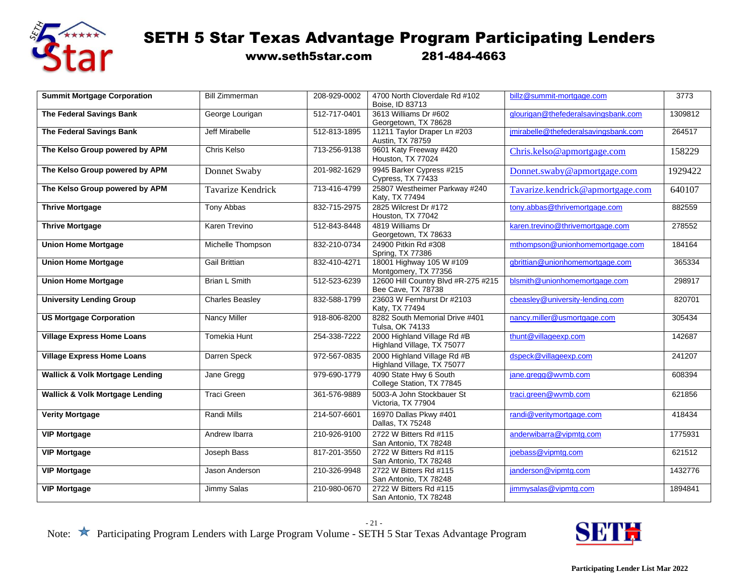# SETH 5 Star Texas Advantage Program Participating Lenders

**www.seth5star.com 281-484-4663**

| | | | | | |
|---|---|---|---|---|---|
| **Summit Mortgage Corporation** | Bill Zimmerman | 208-929-0002 | 4700 North Cloverdale Rd #102 Boise, ID 83713 | billz@summit-mortgage.com | 3773 |
| **The Federal Savings Bank** | George Lourigan | 512-717-0401 | 3613 Williams Dr #602 Georgetown, TX 78628 | glourigan@thefederalsavingsbank.com | 1309812 |
| **The Federal Savings Bank** | Jeff Mirabelle | 512-813-1895 | 11211 Taylor Draper Ln #203 Austin, TX 78759 | jmirabelle@thefederalsavingsbank.com | 264517 |
| **The Kelso Group powered by APM** | Chris Kelso | 713-256-9138 | 9601 Katy Freeway #420 Houston, TX 77024 | Chris.kelso@apmortgage.com | 158229 |
| **The Kelso Group powered by APM** | Donnet Swaby | 201-982-1629 | 9945 Barker Cypress #215 Cypress, TX 77433 | Donnet.swaby@apmortgage.com | 1929422 |
| **The Kelso Group powered by APM** | Tavarize Kendrick | 713-416-4799 | 25807 Westheimer Parkway #240 Katy, TX 77494 | Tavarize.kendrick@apmortgage.com | 640107 |
| **Thrive Mortgage** | Tony Abbas | 832-715-2975 | 2825 Wilcrest Dr #172 Houston, TX 77042 | tony.abbas@thrivemortgage.com | 882559 |
| **Thrive Mortgage** | Karen Trevino | 512-843-8448 | 4819 Williams Dr Georgetown, TX 78633 | karen.trevino@thrivemortgage.com | 278552 |
| **Union Home Mortgage** | Michelle Thompson | 832-210-0734 | 24900 Pitkin Rd #308 Spring, TX 77386 | mthompson@unionhomemortgage.com | 184164 |
| **Union Home Mortgage** | Gail Brittian | 832-410-4271 | 18001 Highway 105 W #109 Montgomery, TX 77356 | gbrittian@unionhomemortgage.com | 365334 |
| **Union Home Mortgage** | Brian L Smith | 512-523-6239 | 12600 Hill Country Blvd #R-275 #215 Bee Cave, TX 78738 | blsmith@unionhomemortgage.com | 298917 |
| **University Lending Group** | Charles Beasley | 832-588-1799 | 23603 W Fernhurst Dr #2103 Katy, TX 77494 | cbeasley@university-lending.com | 820701 |
| **US Mortgage Corporation** | Nancy Miller | 918-806-8200 | 8282 South Memorial Drive #401 Tulsa, OK 74133 | nancy.miller@usmortgage.com | 305434 |
| **Village Express Home Loans** | Tomekia Hunt | 254-338-7222 | 2000 Highland Village Rd #B Highland Village, TX 75077 | thunt@villageexp.com | 142687 |
| **Village Express Home Loans** | Darren Speck | 972-567-0835 | 2000 Highland Village Rd #B Highland Village, TX 75077 | dspeck@villageexp.com | 241207 |
| **Wallick & Volk Mortgage Lending** | Jane Gregg | 979-690-1779 | 4090 State Hwy 6 South College Station, TX 77845 | jane.gregg@wvmb.com | 608394 |
| **Wallick & Volk Mortgage Lending** | Traci Green | 361-576-9889 | 5003-A John Stockbauer St Victoria, TX 77904 | traci.green@wvmb.com | 621856 |
| **Verity Mortgage** | Randi Mills | 214-507-6601 | 16970 Dallas Pkwy #401 Dallas, TX 75248 | randi@veritymortgage.com | 418434 |
| **VIP Mortgage** | Andrew Ibarra | 210-926-9100 | 2722 W Bitters Rd #115 San Antonio, TX 78248 | anderwibarra@vipmtg.com | 1775931 |
| **VIP Mortgage** | Joseph Bass | 817-201-3550 | 2722 W Bitters Rd #115 San Antonio, TX 78248 | joebass@vipmtg.com | 621512 |
| **VIP Mortgage** | Jason Anderson | 210-326-9948 | 2722 W Bitters Rd #115 San Antonio, TX 78248 | janderson@vipmtg.com | 1432776 |
| **VIP Mortgage** | Jimmy Salas | 210-980-0670 | 2722 W Bitters Rd #115 San Antonio, TX 78248 | jimmysalas@vipmtg.com | 1894841 |

Note: ★ Participating Program Lenders with Large Program Volume - SETH 5 Star Texas Advantage Program

**Participating Lender List Mar 2022**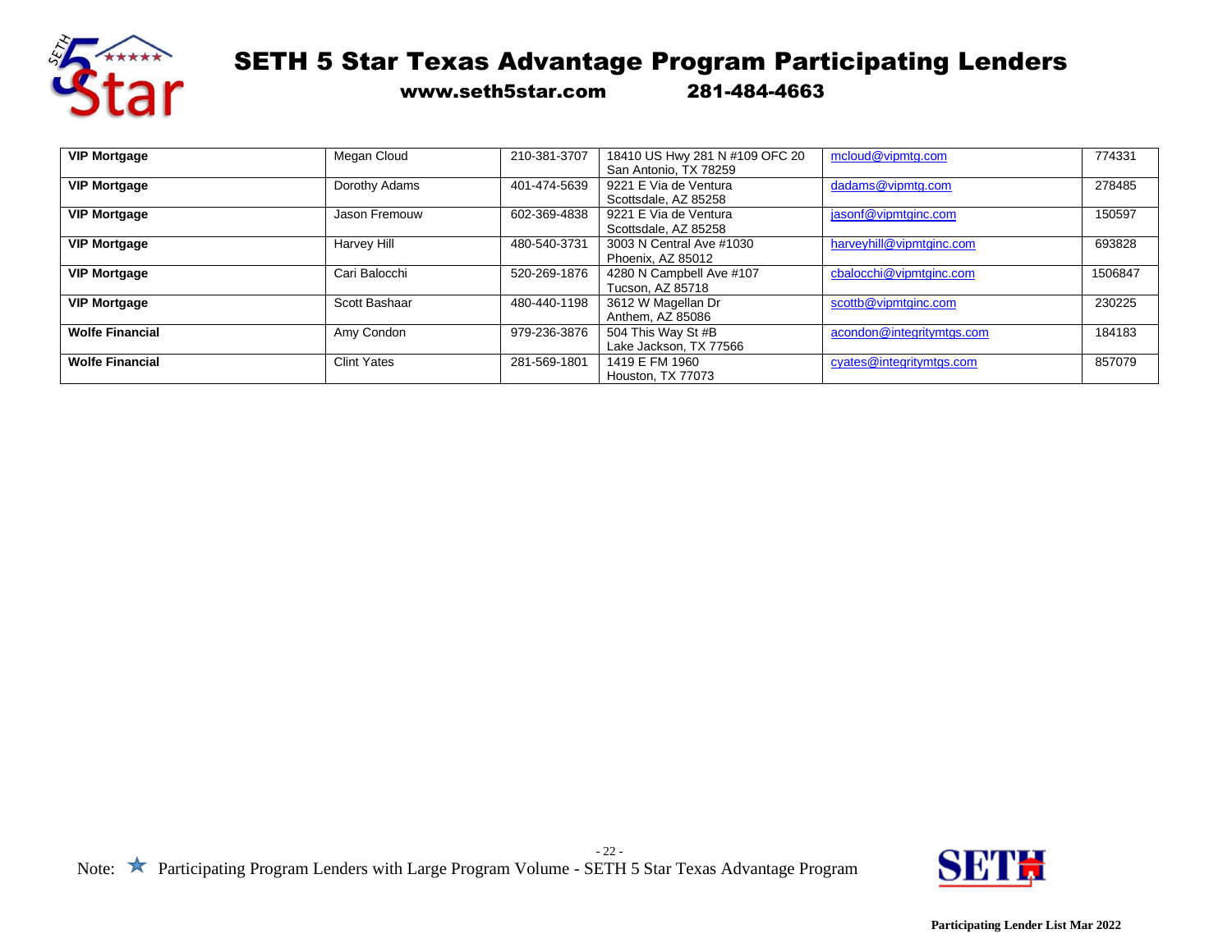# SETH 5 Star Texas Advantage Program Participating Lenders

**www.seth5star.com 281-484-4663**

| | | | | | |
|---|---|---|---|---|---|
| **VIP Mortgage** | Megan Cloud | 210-381-3707 | 18410 US Hwy 281 N #109 OFC 20 San Antonio, TX 78259 | mcloud@vipmtg.com | 774331 |
| **VIP Mortgage** | Dorothy Adams | 401-474-5639 | 9221 E Via de Ventura Scottsdale, AZ 85258 | dadams@vipmtg.com | 278485 |
| **VIP Mortgage** | Jason Fremouw | 602-369-4838 | 9221 E Via de Ventura Scottsdale, AZ 85258 | jasonf@vipmtginc.com | 150597 |
| **VIP Mortgage** | Harvey Hill | 480-540-3731 | 3003 N Central Ave #1030 Phoenix, AZ 85012 | harveyhill@vipmtginc.com | 693828 |
| **VIP Mortgage** | Cari Balocchi | 520-269-1876 | 4280 N Campbell Ave #107 Tucson, AZ 85718 | cbalocchi@vipmtginc.com | 1506847 |
| **VIP Mortgage** | Scott Bashaar | 480-440-1198 | 3612 W Magellan Dr Anthem, AZ 85086 | scottb@vipmtginc.com | 230225 |
| **Wolfe Financial** | Amy Condon | 979-236-3876 | 504 This Way St #B Lake Jackson, TX 77566 | acondon@integritymtgs.com | 184183 |
| **Wolfe Financial** | Clint Yates | 281-569-1801 | 1419 E FM 1960 Houston, TX 77073 | cyates@integritymtgs.com | 857079 |

Note: ★ Participating Program Lenders with Large Program Volume - SETH 5 Star Texas Advantage Program

Participating Lender List Mar 2022